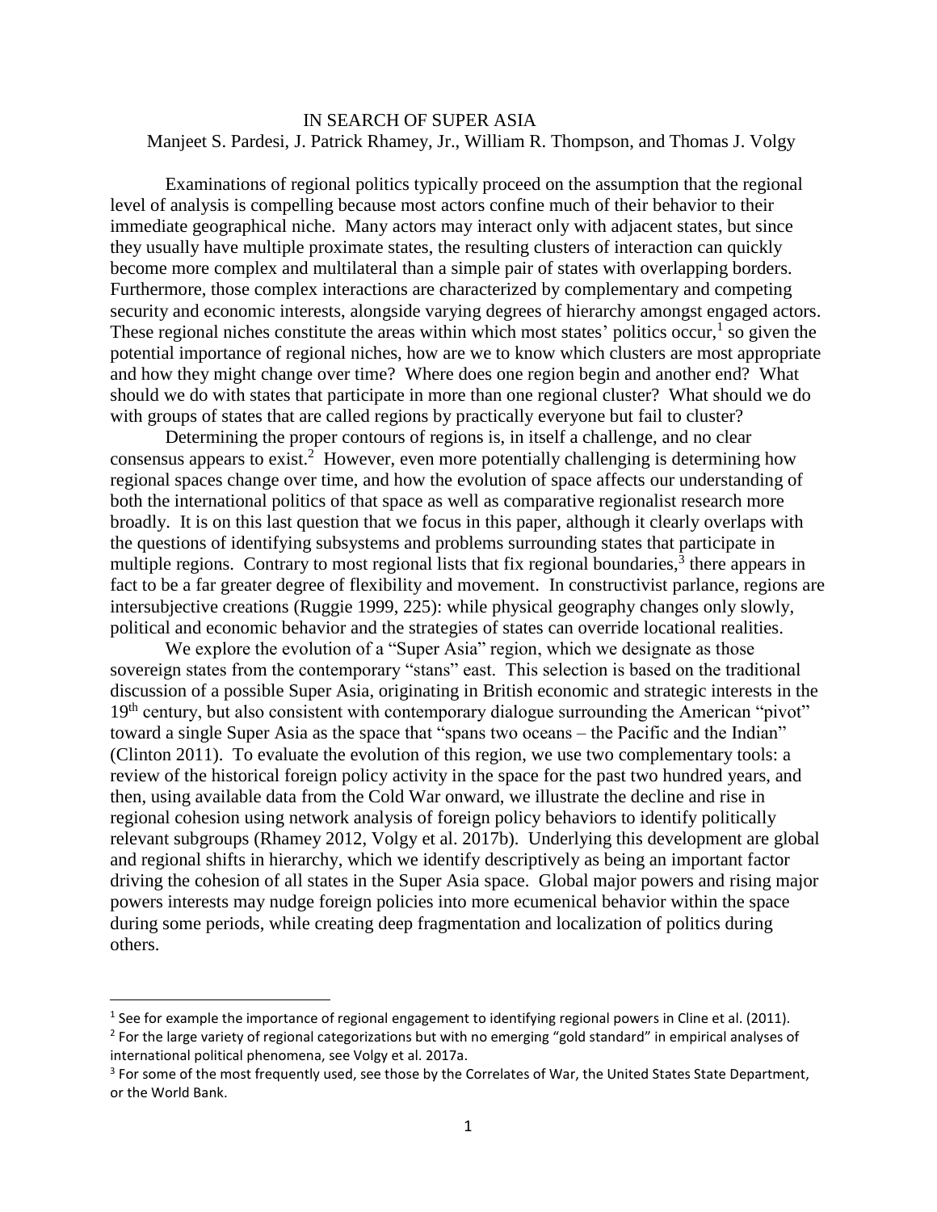# IN SEARCH OF SUPER ASIA

Manjeet S. Pardesi, J. Patrick Rhamey, Jr., William R. Thompson, and Thomas J. Volgy

Examinations of regional politics typically proceed on the assumption that the regional level of analysis is compelling because most actors confine much of their behavior to their immediate geographical niche. Many actors may interact only with adjacent states, but since they usually have multiple proximate states, the resulting clusters of interaction can quickly become more complex and multilateral than a simple pair of states with overlapping borders. Furthermore, those complex interactions are characterized by complementary and competing security and economic interests, alongside varying degrees of hierarchy amongst engaged actors. These regional niches constitute the areas within which most states' politics occur,[1] so given the potential importance of regional niches, how are we to know which clusters are most appropriate and how they might change over time? Where does one region begin and another end? What should we do with states that participate in more than one regional cluster? What should we do with groups of states that are called regions by practically everyone but fail to cluster?

Determining the proper contours of regions is, in itself a challenge, and no clear consensus appears to exist.[2] However, even more potentially challenging is determining how regional spaces change over time, and how the evolution of space affects our understanding of both the international politics of that space as well as comparative regionalist research more broadly. It is on this last question that we focus in this paper, although it clearly overlaps with the questions of identifying subsystems and problems surrounding states that participate in multiple regions. Contrary to most regional lists that fix regional boundaries,[3] there appears in fact to be a far greater degree of flexibility and movement. In constructivist parlance, regions are intersubjective creations (Ruggie 1999, 225): while physical geography changes only slowly, political and economic behavior and the strategies of states can override locational realities.

We explore the evolution of a "Super Asia" region, which we designate as those sovereign states from the contemporary "stans" east. This selection is based on the traditional discussion of a possible Super Asia, originating in British economic and strategic interests in the 19th century, but also consistent with contemporary dialogue surrounding the American "pivot" toward a single Super Asia as the space that "spans two oceans – the Pacific and the Indian" (Clinton 2011). To evaluate the evolution of this region, we use two complementary tools: a review of the historical foreign policy activity in the space for the past two hundred years, and then, using available data from the Cold War onward, we illustrate the decline and rise in regional cohesion using network analysis of foreign policy behaviors to identify politically relevant subgroups (Rhamey 2012, Volgy et al. 2017b). Underlying this development are global and regional shifts in hierarchy, which we identify descriptively as being an important factor driving the cohesion of all states in the Super Asia space. Global major powers and rising major powers interests may nudge foreign policies into more ecumenical behavior within the space during some periods, while creating deep fragmentation and localization of politics during others.

---

[1] See for example the importance of regional engagement to identifying regional powers in Cline et al. (2011).

[2] For the large variety of regional categorizations but with no emerging "gold standard" in empirical analyses of international political phenomena, see Volgy et al. 2017a.

[3] For some of the most frequently used, see those by the Correlates of War, the United States State Department, or the World Bank.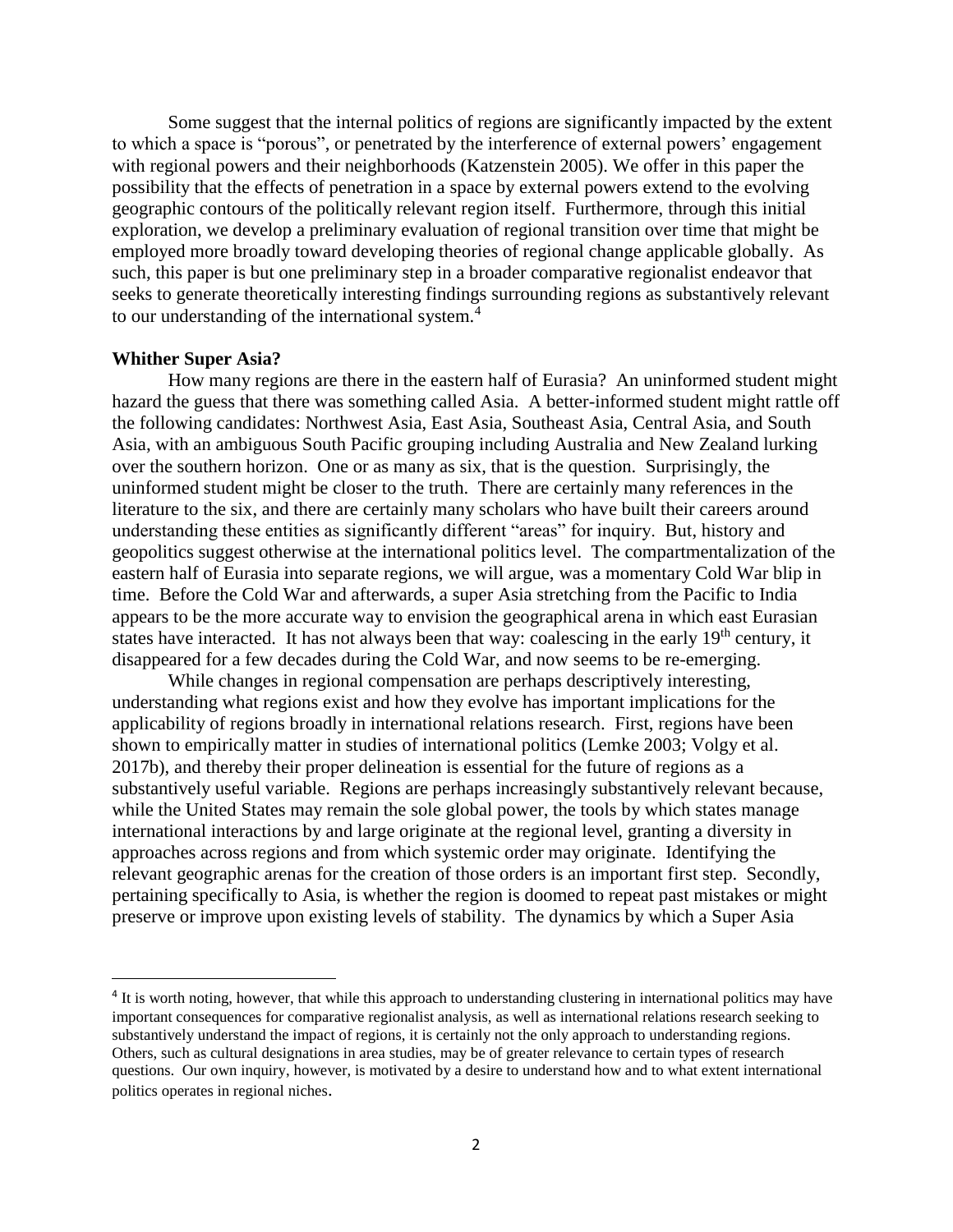Some suggest that the internal politics of regions are significantly impacted by the extent to which a space is "porous", or penetrated by the interference of external powers' engagement with regional powers and their neighborhoods (Katzenstein 2005). We offer in this paper the possibility that the effects of penetration in a space by external powers extend to the evolving geographic contours of the politically relevant region itself. Furthermore, through this initial exploration, we develop a preliminary evaluation of regional transition over time that might be employed more broadly toward developing theories of regional change applicable globally. As such, this paper is but one preliminary step in a broader comparative regionalist endeavor that seeks to generate theoretically interesting findings surrounding regions as substantively relevant to our understanding of the international system.[4]

**Whither Super Asia?**

How many regions are there in the eastern half of Eurasia? An uninformed student might hazard the guess that there was something called Asia. A better-informed student might rattle off the following candidates: Northwest Asia, East Asia, Southeast Asia, Central Asia, and South Asia, with an ambiguous South Pacific grouping including Australia and New Zealand lurking over the southern horizon. One or as many as six, that is the question. Surprisingly, the uninformed student might be closer to the truth. There are certainly many references in the literature to the six, and there are certainly many scholars who have built their careers around understanding these entities as significantly different "areas" for inquiry. But, history and geopolitics suggest otherwise at the international politics level. The compartmentalization of the eastern half of Eurasia into separate regions, we will argue, was a momentary Cold War blip in time. Before the Cold War and afterwards, a super Asia stretching from the Pacific to India appears to be the more accurate way to envision the geographical arena in which east Eurasian states have interacted. It has not always been that way: coalescing in the early 19th century, it disappeared for a few decades during the Cold War, and now seems to be re-emerging.

While changes in regional compensation are perhaps descriptively interesting, understanding what regions exist and how they evolve has important implications for the applicability of regions broadly in international relations research. First, regions have been shown to empirically matter in studies of international politics (Lemke 2003; Volgy et al. 2017b), and thereby their proper delineation is essential for the future of regions as a substantively useful variable. Regions are perhaps increasingly substantively relevant because, while the United States may remain the sole global power, the tools by which states manage international interactions by and large originate at the regional level, granting a diversity in approaches across regions and from which systemic order may originate. Identifying the relevant geographic arenas for the creation of those orders is an important first step. Secondly, pertaining specifically to Asia, is whether the region is doomed to repeat past mistakes or might preserve or improve upon existing levels of stability. The dynamics by which a Super Asia

[4] It is worth noting, however, that while this approach to understanding clustering in international politics may have important consequences for comparative regionalist analysis, as well as international relations research seeking to substantively understand the impact of regions, it is certainly not the only approach to understanding regions. Others, such as cultural designations in area studies, may be of greater relevance to certain types of research questions. Our own inquiry, however, is motivated by a desire to understand how and to what extent international politics operates in regional niches.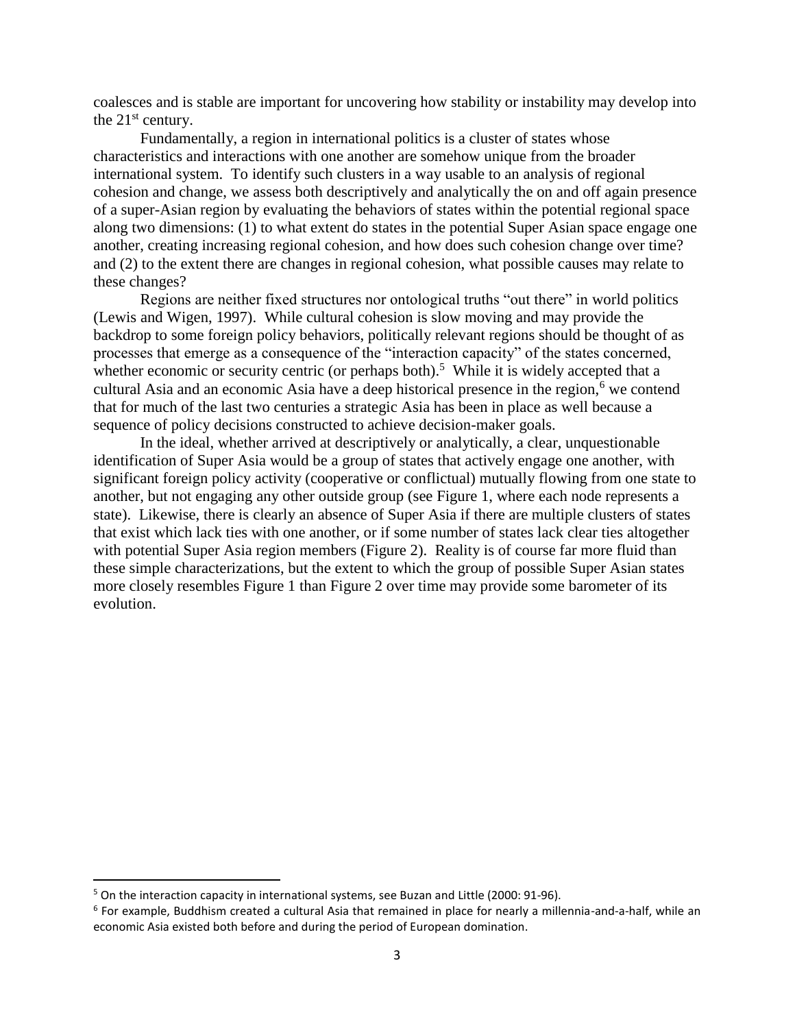coalesces and is stable are important for uncovering how stability or instability may develop into the 21st century.

Fundamentally, a region in international politics is a cluster of states whose characteristics and interactions with one another are somehow unique from the broader international system. To identify such clusters in a way usable to an analysis of regional cohesion and change, we assess both descriptively and analytically the on and off again presence of a super-Asian region by evaluating the behaviors of states within the potential regional space along two dimensions: (1) to what extent do states in the potential Super Asian space engage one another, creating increasing regional cohesion, and how does such cohesion change over time? and (2) to the extent there are changes in regional cohesion, what possible causes may relate to these changes?

Regions are neither fixed structures nor ontological truths "out there" in world politics (Lewis and Wigen, 1997). While cultural cohesion is slow moving and may provide the backdrop to some foreign policy behaviors, politically relevant regions should be thought of as processes that emerge as a consequence of the "interaction capacity" of the states concerned, whether economic or security centric (or perhaps both).[5] While it is widely accepted that a cultural Asia and an economic Asia have a deep historical presence in the region,[6] we contend that for much of the last two centuries a strategic Asia has been in place as well because a sequence of policy decisions constructed to achieve decision-maker goals.

In the ideal, whether arrived at descriptively or analytically, a clear, unquestionable identification of Super Asia would be a group of states that actively engage one another, with significant foreign policy activity (cooperative or conflictual) mutually flowing from one state to another, but not engaging any other outside group (see Figure 1, where each node represents a state). Likewise, there is clearly an absence of Super Asia if there are multiple clusters of states that exist which lack ties with one another, or if some number of states lack clear ties altogether with potential Super Asia region members (Figure 2). Reality is of course far more fluid than these simple characterizations, but the extent to which the group of possible Super Asian states more closely resembles Figure 1 than Figure 2 over time may provide some barometer of its evolution.

---

[5] On the interaction capacity in international systems, see Buzan and Little (2000: 91-96).

[6] For example, Buddhism created a cultural Asia that remained in place for nearly a millennia-and-a-half, while an economic Asia existed both before and during the period of European domination.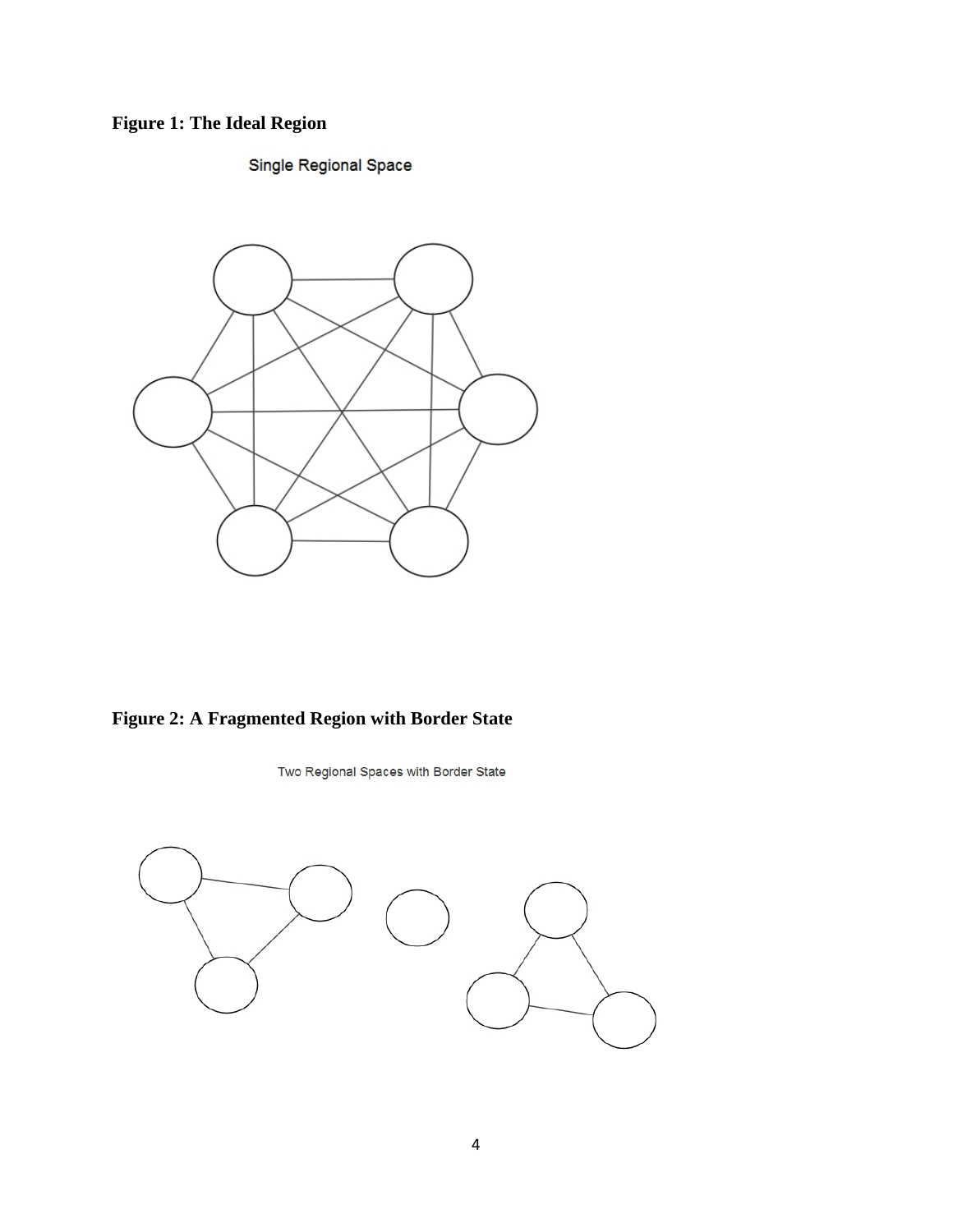**Figure 1: The Ideal Region**

Single Regional Space

**Figure 2: A Fragmented Region with Border State**

Two Regional Spaces with Border State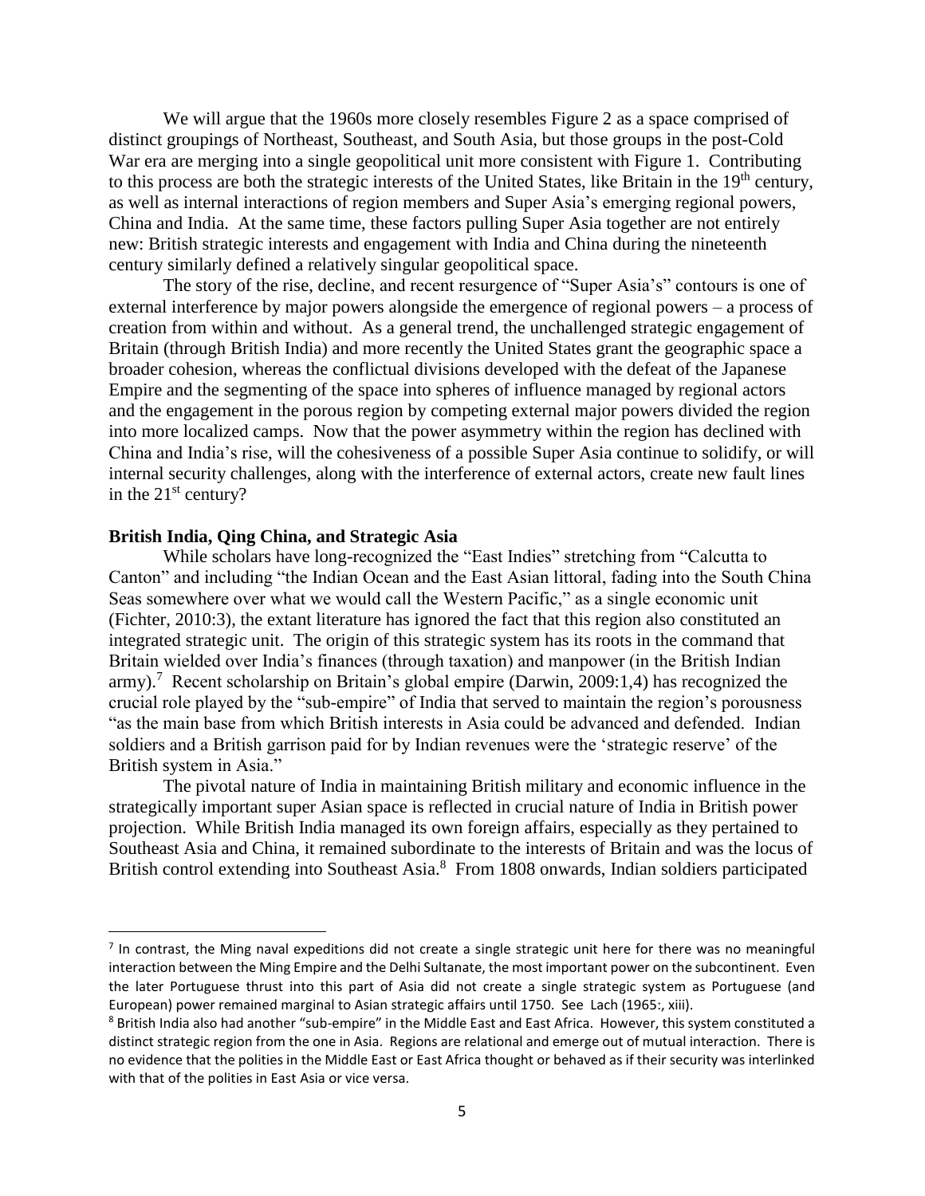We will argue that the 1960s more closely resembles Figure 2 as a space comprised of distinct groupings of Northeast, Southeast, and South Asia, but those groups in the post-Cold War era are merging into a single geopolitical unit more consistent with Figure 1. Contributing to this process are both the strategic interests of the United States, like Britain in the 19th century, as well as internal interactions of region members and Super Asia's emerging regional powers, China and India. At the same time, these factors pulling Super Asia together are not entirely new: British strategic interests and engagement with India and China during the nineteenth century similarly defined a relatively singular geopolitical space.

The story of the rise, decline, and recent resurgence of "Super Asia's" contours is one of external interference by major powers alongside the emergence of regional powers – a process of creation from within and without. As a general trend, the unchallenged strategic engagement of Britain (through British India) and more recently the United States grant the geographic space a broader cohesion, whereas the conflictual divisions developed with the defeat of the Japanese Empire and the segmenting of the space into spheres of influence managed by regional actors and the engagement in the porous region by competing external major powers divided the region into more localized camps. Now that the power asymmetry within the region has declined with China and India's rise, will the cohesiveness of a possible Super Asia continue to solidify, or will internal security challenges, along with the interference of external actors, create new fault lines in the 21st century?

**British India, Qing China, and Strategic Asia**

While scholars have long-recognized the "East Indies" stretching from "Calcutta to Canton" and including "the Indian Ocean and the East Asian littoral, fading into the South China Seas somewhere over what we would call the Western Pacific," as a single economic unit (Fichter, 2010:3), the extant literature has ignored the fact that this region also constituted an integrated strategic unit. The origin of this strategic system has its roots in the command that Britain wielded over India's finances (through taxation) and manpower (in the British Indian army).[7] Recent scholarship on Britain's global empire (Darwin, 2009:1,4) has recognized the crucial role played by the "sub-empire" of India that served to maintain the region's porousness "as the main base from which British interests in Asia could be advanced and defended. Indian soldiers and a British garrison paid for by Indian revenues were the 'strategic reserve' of the British system in Asia."

The pivotal nature of India in maintaining British military and economic influence in the strategically important super Asian space is reflected in crucial nature of India in British power projection. While British India managed its own foreign affairs, especially as they pertained to Southeast Asia and China, it remained subordinate to the interests of Britain and was the locus of British control extending into Southeast Asia.[8] From 1808 onwards, Indian soldiers participated

[7] In contrast, the Ming naval expeditions did not create a single strategic unit here for there was no meaningful interaction between the Ming Empire and the Delhi Sultanate, the most important power on the subcontinent. Even the later Portuguese thrust into this part of Asia did not create a single strategic system as Portuguese (and European) power remained marginal to Asian strategic affairs until 1750. See Lach (1965:, xiii).

[8] British India also had another "sub-empire" in the Middle East and East Africa. However, this system constituted a distinct strategic region from the one in Asia. Regions are relational and emerge out of mutual interaction. There is no evidence that the polities in the Middle East or East Africa thought or behaved as if their security was interlinked with that of the polities in East Asia or vice versa.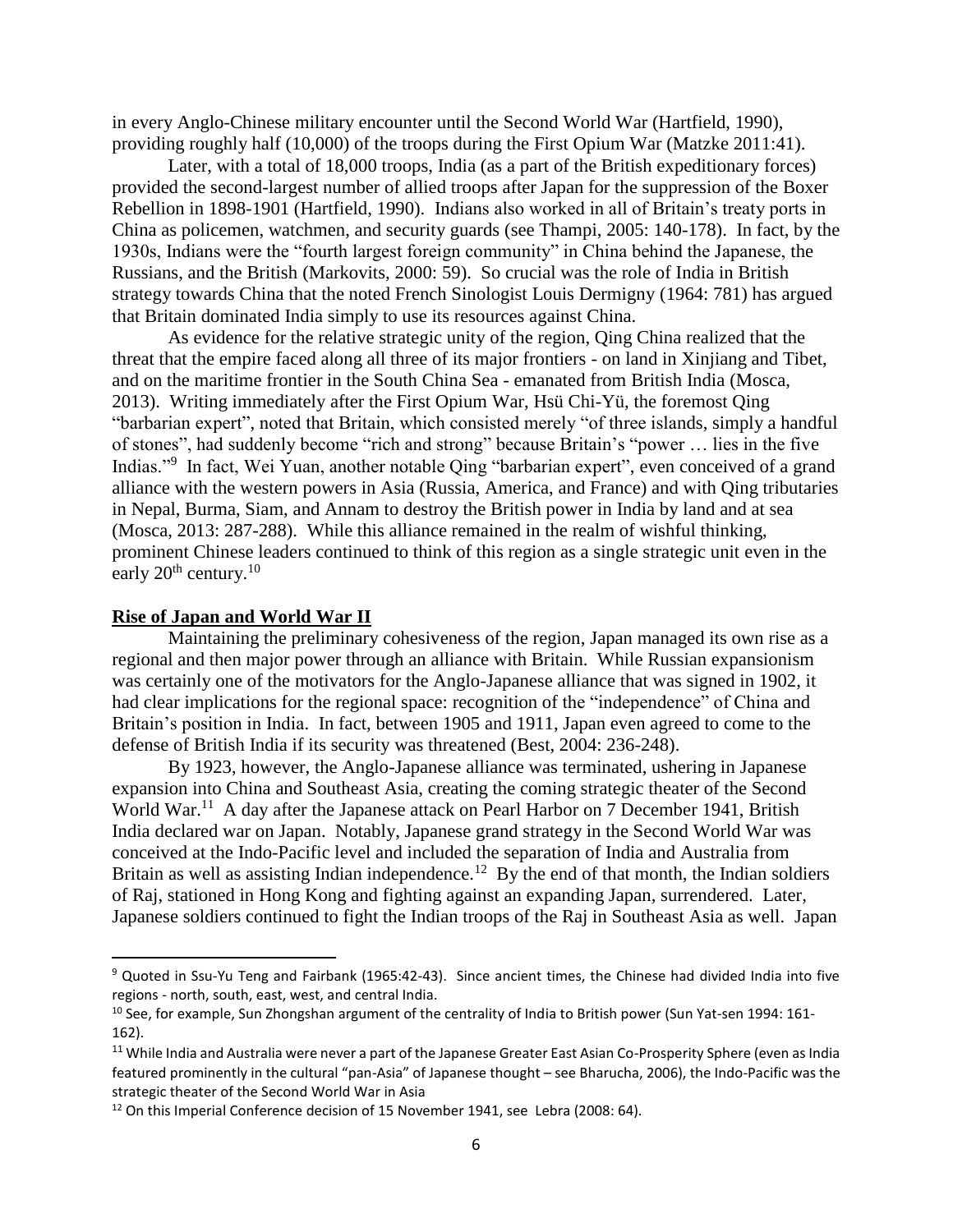in every Anglo-Chinese military encounter until the Second World War (Hartfield, 1990), providing roughly half (10,000) of the troops during the First Opium War (Matzke 2011:41).

Later, with a total of 18,000 troops, India (as a part of the British expeditionary forces) provided the second-largest number of allied troops after Japan for the suppression of the Boxer Rebellion in 1898-1901 (Hartfield, 1990). Indians also worked in all of Britain's treaty ports in China as policemen, watchmen, and security guards (see Thampi, 2005: 140-178). In fact, by the 1930s, Indians were the "fourth largest foreign community" in China behind the Japanese, the Russians, and the British (Markovits, 2000: 59). So crucial was the role of India in British strategy towards China that the noted French Sinologist Louis Dermigny (1964: 781) has argued that Britain dominated India simply to use its resources against China.

As evidence for the relative strategic unity of the region, Qing China realized that the threat that the empire faced along all three of its major frontiers - on land in Xinjiang and Tibet, and on the maritime frontier in the South China Sea - emanated from British India (Mosca, 2013). Writing immediately after the First Opium War, Hsü Chi-Yü, the foremost Qing "barbarian expert", noted that Britain, which consisted merely "of three islands, simply a handful of stones", had suddenly become "rich and strong" because Britain's "power … lies in the five Indias."[9] In fact, Wei Yuan, another notable Qing "barbarian expert", even conceived of a grand alliance with the western powers in Asia (Russia, America, and France) and with Qing tributaries in Nepal, Burma, Siam, and Annam to destroy the British power in India by land and at sea (Mosca, 2013: 287-288). While this alliance remained in the realm of wishful thinking, prominent Chinese leaders continued to think of this region as a single strategic unit even in the early 20th century.[10]

## Rise of Japan and World War II

Maintaining the preliminary cohesiveness of the region, Japan managed its own rise as a regional and then major power through an alliance with Britain. While Russian expansionism was certainly one of the motivators for the Anglo-Japanese alliance that was signed in 1902, it had clear implications for the regional space: recognition of the "independence" of China and Britain's position in India. In fact, between 1905 and 1911, Japan even agreed to come to the defense of British India if its security was threatened (Best, 2004: 236-248).

By 1923, however, the Anglo-Japanese alliance was terminated, ushering in Japanese expansion into China and Southeast Asia, creating the coming strategic theater of the Second World War.[11] A day after the Japanese attack on Pearl Harbor on 7 December 1941, British India declared war on Japan. Notably, Japanese grand strategy in the Second World War was conceived at the Indo-Pacific level and included the separation of India and Australia from Britain as well as assisting Indian independence.[12] By the end of that month, the Indian soldiers of Raj, stationed in Hong Kong and fighting against an expanding Japan, surrendered. Later, Japanese soldiers continued to fight the Indian troops of the Raj in Southeast Asia as well. Japan

---

[9] Quoted in Ssu-Yu Teng and Fairbank (1965:42-43). Since ancient times, the Chinese had divided India into five regions - north, south, east, west, and central India.

[10] See, for example, Sun Zhongshan argument of the centrality of India to British power (Sun Yat-sen 1994: 161-162).

[11] While India and Australia were never a part of the Japanese Greater East Asian Co-Prosperity Sphere (even as India featured prominently in the cultural "pan-Asia" of Japanese thought – see Bharucha, 2006), the Indo-Pacific was the strategic theater of the Second World War in Asia

[12] On this Imperial Conference decision of 15 November 1941, see Lebra (2008: 64).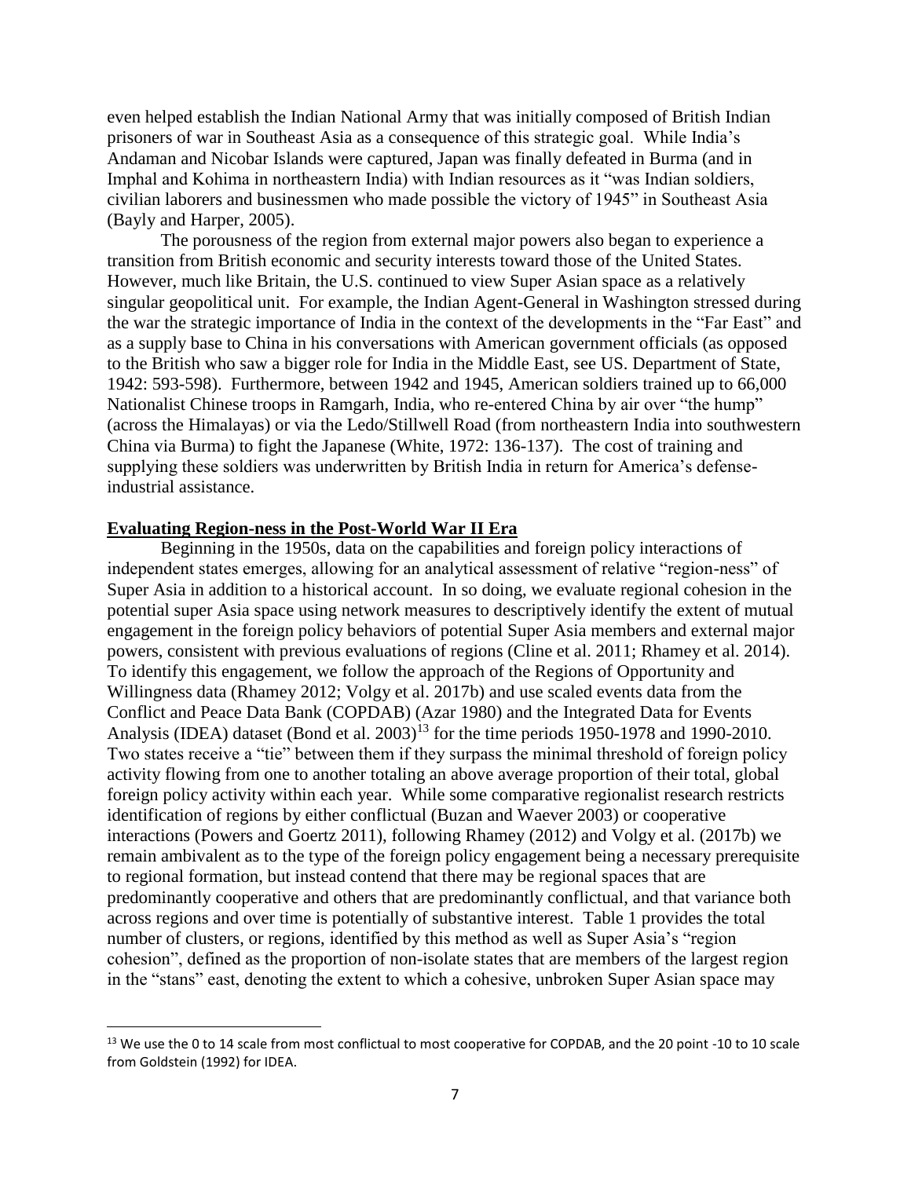even helped establish the Indian National Army that was initially composed of British Indian prisoners of war in Southeast Asia as a consequence of this strategic goal. While India's Andaman and Nicobar Islands were captured, Japan was finally defeated in Burma (and in Imphal and Kohima in northeastern India) with Indian resources as it "was Indian soldiers, civilian laborers and businessmen who made possible the victory of 1945" in Southeast Asia (Bayly and Harper, 2005).

The porousness of the region from external major powers also began to experience a transition from British economic and security interests toward those of the United States. However, much like Britain, the U.S. continued to view Super Asian space as a relatively singular geopolitical unit. For example, the Indian Agent-General in Washington stressed during the war the strategic importance of India in the context of the developments in the "Far East" and as a supply base to China in his conversations with American government officials (as opposed to the British who saw a bigger role for India in the Middle East, see US. Department of State, 1942: 593-598). Furthermore, between 1942 and 1945, American soldiers trained up to 66,000 Nationalist Chinese troops in Ramgarh, India, who re-entered China by air over "the hump" (across the Himalayas) or via the Ledo/Stillwell Road (from northeastern India into southwestern China via Burma) to fight the Japanese (White, 1972: 136-137). The cost of training and supplying these soldiers was underwritten by British India in return for America's defense-industrial assistance.

## Evaluating Region-ness in the Post-World War II Era

Beginning in the 1950s, data on the capabilities and foreign policy interactions of independent states emerges, allowing for an analytical assessment of relative "region-ness" of Super Asia in addition to a historical account. In so doing, we evaluate regional cohesion in the potential super Asia space using network measures to descriptively identify the extent of mutual engagement in the foreign policy behaviors of potential Super Asia members and external major powers, consistent with previous evaluations of regions (Cline et al. 2011; Rhamey et al. 2014). To identify this engagement, we follow the approach of the Regions of Opportunity and Willingness data (Rhamey 2012; Volgy et al. 2017b) and use scaled events data from the Conflict and Peace Data Bank (COPDAB) (Azar 1980) and the Integrated Data for Events Analysis (IDEA) dataset (Bond et al. 2003)[13] for the time periods 1950-1978 and 1990-2010. Two states receive a "tie" between them if they surpass the minimal threshold of foreign policy activity flowing from one to another totaling an above average proportion of their total, global foreign policy activity within each year. While some comparative regionalist research restricts identification of regions by either conflictual (Buzan and Waever 2003) or cooperative interactions (Powers and Goertz 2011), following Rhamey (2012) and Volgy et al. (2017b) we remain ambivalent as to the type of the foreign policy engagement being a necessary prerequisite to regional formation, but instead contend that there may be regional spaces that are predominantly cooperative and others that are predominantly conflictual, and that variance both across regions and over time is potentially of substantive interest. Table 1 provides the total number of clusters, or regions, identified by this method as well as Super Asia's "region cohesion", defined as the proportion of non-isolate states that are members of the largest region in the "stans" east, denoting the extent to which a cohesive, unbroken Super Asian space may

[13] We use the 0 to 14 scale from most conflictual to most cooperative for COPDAB, and the 20 point -10 to 10 scale from Goldstein (1992) for IDEA.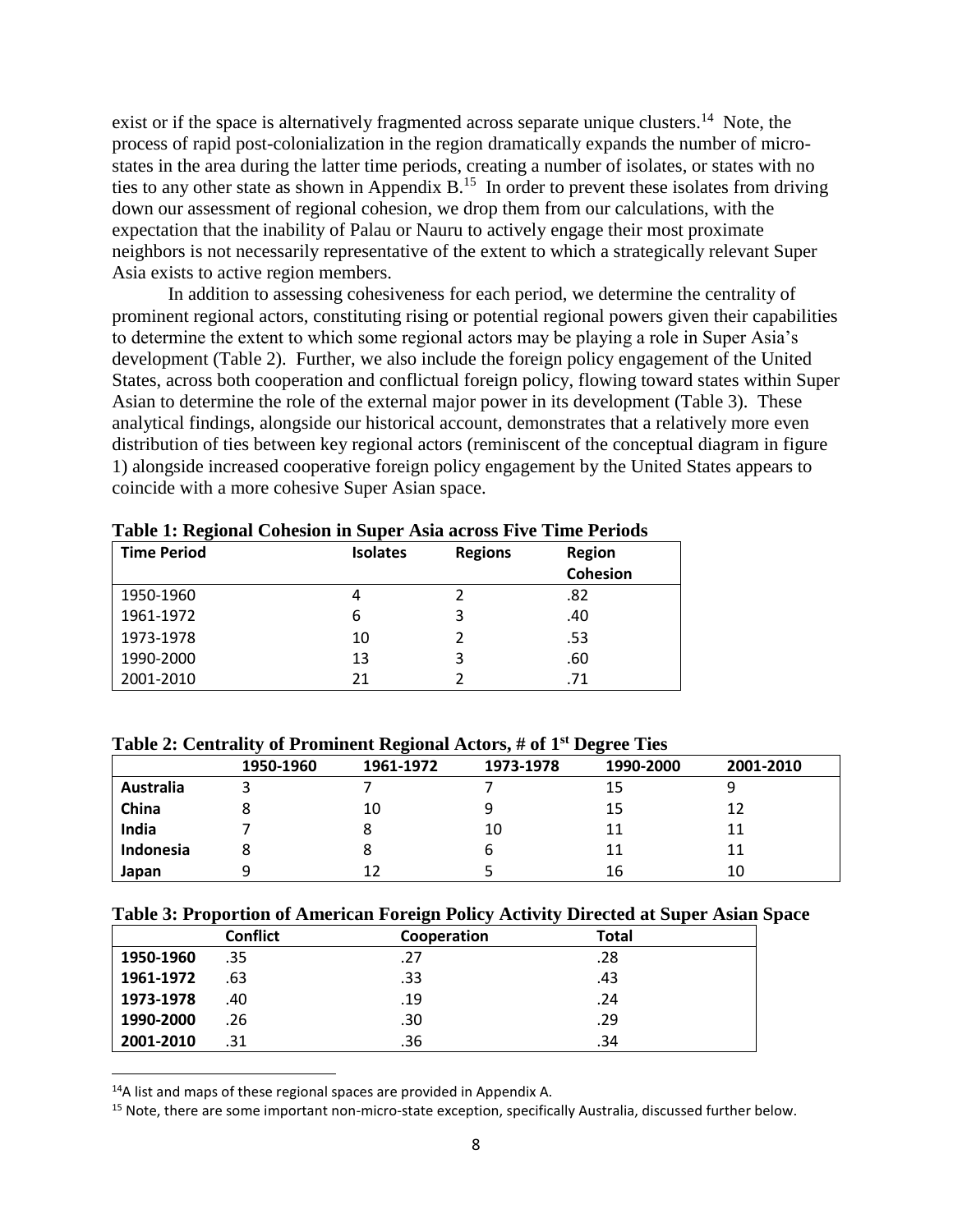exist or if the space is alternatively fragmented across separate unique clusters.[14] Note, the process of rapid post-colonialization in the region dramatically expands the number of micro-states in the area during the latter time periods, creating a number of isolates, or states with no ties to any other state as shown in Appendix B.[15] In order to prevent these isolates from driving down our assessment of regional cohesion, we drop them from our calculations, with the expectation that the inability of Palau or Nauru to actively engage their most proximate neighbors is not necessarily representative of the extent to which a strategically relevant Super Asia exists to active region members.

In addition to assessing cohesiveness for each period, we determine the centrality of prominent regional actors, constituting rising or potential regional powers given their capabilities to determine the extent to which some regional actors may be playing a role in Super Asia's development (Table 2). Further, we also include the foreign policy engagement of the United States, across both cooperation and conflictual foreign policy, flowing toward states within Super Asian to determine the role of the external major power in its development (Table 3). These analytical findings, alongside our historical account, demonstrates that a relatively more even distribution of ties between key regional actors (reminiscent of the conceptual diagram in figure 1) alongside increased cooperative foreign policy engagement by the United States appears to coincide with a more cohesive Super Asian space.

**Table 1: Regional Cohesion in Super Asia across Five Time Periods**

| Time Period | Isolates | Regions | Region Cohesion |
|---|---|---|---|
| 1950-1960 | 4 | 2 | .82 |
| 1961-1972 | 6 | 3 | .40 |
| 1973-1978 | 10 | 2 | .53 |
| 1990-2000 | 13 | 3 | .60 |
| 2001-2010 | 21 | 2 | .71 |

**Table 2: Centrality of Prominent Regional Actors, # of 1st Degree Ties**

| | 1950-1960 | 1961-1972 | 1973-1978 | 1990-2000 | 2001-2010 |
|---|---|---|---|---|---|
| **Australia** | 3 | 7 | 7 | 15 | 9 |
| **China** | 8 | 10 | 9 | 15 | 12 |
| **India** | 7 | 8 | 10 | 11 | 11 |
| **Indonesia** | 8 | 8 | 6 | 11 | 11 |
| **Japan** | 9 | 12 | 5 | 16 | 10 |

**Table 3: Proportion of American Foreign Policy Activity Directed at Super Asian Space**

| | Conflict | Cooperation | Total |
|---|---|---|---|
| **1950-1960** | .35 | .27 | .28 |
| **1961-1972** | .63 | .33 | .43 |
| **1973-1978** | .40 | .19 | .24 |
| **1990-2000** | .26 | .30 | .29 |
| **2001-2010** | .31 | .36 | .34 |

[14] A list and maps of these regional spaces are provided in Appendix A.

[15] Note, there are some important non-micro-state exception, specifically Australia, discussed further below.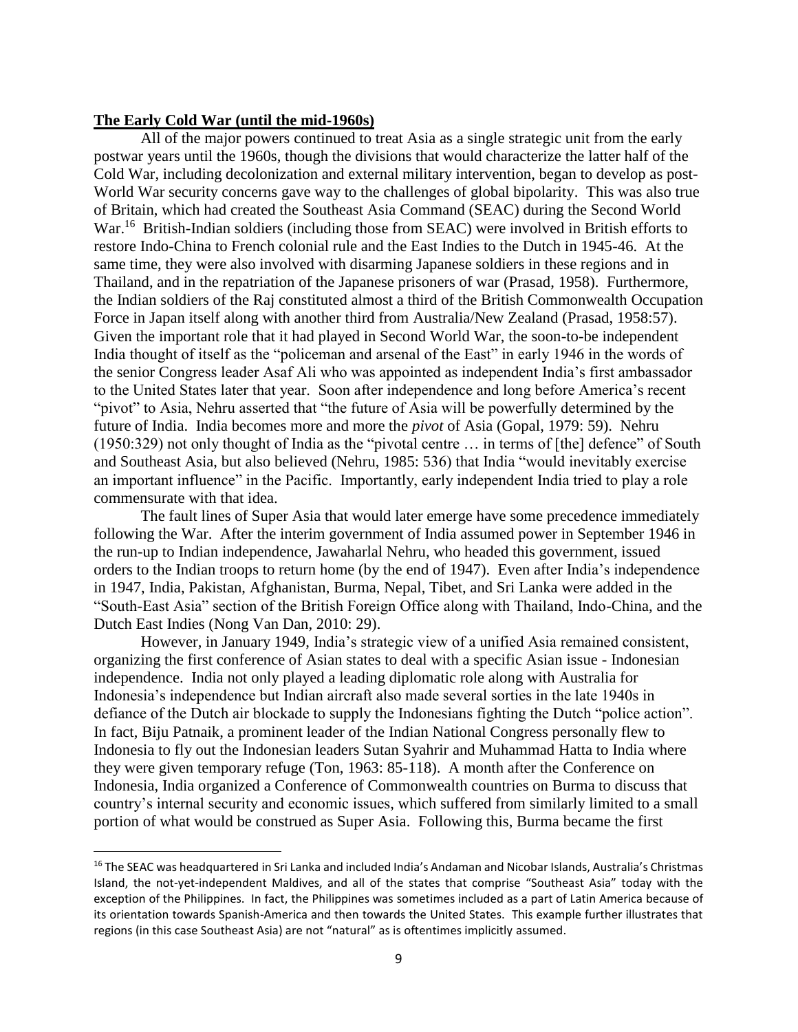## The Early Cold War (until the mid-1960s)

All of the major powers continued to treat Asia as a single strategic unit from the early postwar years until the 1960s, though the divisions that would characterize the latter half of the Cold War, including decolonization and external military intervention, began to develop as post-World War security concerns gave way to the challenges of global bipolarity. This was also true of Britain, which had created the Southeast Asia Command (SEAC) during the Second World War.[16] British-Indian soldiers (including those from SEAC) were involved in British efforts to restore Indo-China to French colonial rule and the East Indies to the Dutch in 1945-46. At the same time, they were also involved with disarming Japanese soldiers in these regions and in Thailand, and in the repatriation of the Japanese prisoners of war (Prasad, 1958). Furthermore, the Indian soldiers of the Raj constituted almost a third of the British Commonwealth Occupation Force in Japan itself along with another third from Australia/New Zealand (Prasad, 1958:57). Given the important role that it had played in Second World War, the soon-to-be independent India thought of itself as the "policeman and arsenal of the East" in early 1946 in the words of the senior Congress leader Asaf Ali who was appointed as independent India's first ambassador to the United States later that year. Soon after independence and long before America's recent "pivot" to Asia, Nehru asserted that "the future of Asia will be powerfully determined by the future of India. India becomes more and more the *pivot* of Asia (Gopal, 1979: 59). Nehru (1950:329) not only thought of India as the "pivotal centre … in terms of [the] defence" of South and Southeast Asia, but also believed (Nehru, 1985: 536) that India "would inevitably exercise an important influence" in the Pacific. Importantly, early independent India tried to play a role commensurate with that idea.

The fault lines of Super Asia that would later emerge have some precedence immediately following the War. After the interim government of India assumed power in September 1946 in the run-up to Indian independence, Jawaharlal Nehru, who headed this government, issued orders to the Indian troops to return home (by the end of 1947). Even after India's independence in 1947, India, Pakistan, Afghanistan, Burma, Nepal, Tibet, and Sri Lanka were added in the "South-East Asia" section of the British Foreign Office along with Thailand, Indo-China, and the Dutch East Indies (Nong Van Dan, 2010: 29).

However, in January 1949, India's strategic view of a unified Asia remained consistent, organizing the first conference of Asian states to deal with a specific Asian issue - Indonesian independence. India not only played a leading diplomatic role along with Australia for Indonesia's independence but Indian aircraft also made several sorties in the late 1940s in defiance of the Dutch air blockade to supply the Indonesians fighting the Dutch "police action". In fact, Biju Patnaik, a prominent leader of the Indian National Congress personally flew to Indonesia to fly out the Indonesian leaders Sutan Syahrir and Muhammad Hatta to India where they were given temporary refuge (Ton, 1963: 85-118). A month after the Conference on Indonesia, India organized a Conference of Commonwealth countries on Burma to discuss that country's internal security and economic issues, which suffered from similarly limited to a small portion of what would be construed as Super Asia. Following this, Burma became the first

[16] The SEAC was headquartered in Sri Lanka and included India's Andaman and Nicobar Islands, Australia's Christmas Island, the not-yet-independent Maldives, and all of the states that comprise "Southeast Asia" today with the exception of the Philippines. In fact, the Philippines was sometimes included as a part of Latin America because of its orientation towards Spanish-America and then towards the United States. This example further illustrates that regions (in this case Southeast Asia) are not "natural" as is oftentimes implicitly assumed.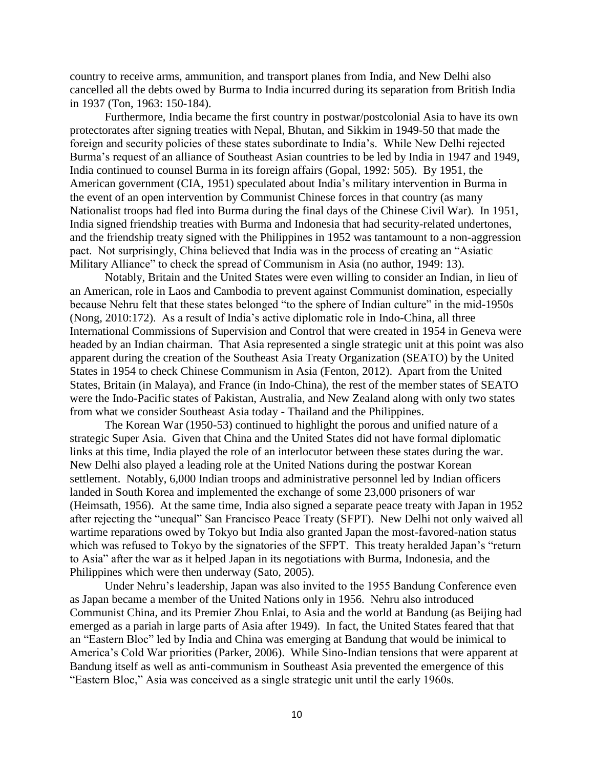country to receive arms, ammunition, and transport planes from India, and New Delhi also cancelled all the debts owed by Burma to India incurred during its separation from British India in 1937 (Ton, 1963: 150-184).

Furthermore, India became the first country in postwar/postcolonial Asia to have its own protectorates after signing treaties with Nepal, Bhutan, and Sikkim in 1949-50 that made the foreign and security policies of these states subordinate to India's. While New Delhi rejected Burma's request of an alliance of Southeast Asian countries to be led by India in 1947 and 1949, India continued to counsel Burma in its foreign affairs (Gopal, 1992: 505). By 1951, the American government (CIA, 1951) speculated about India's military intervention in Burma in the event of an open intervention by Communist Chinese forces in that country (as many Nationalist troops had fled into Burma during the final days of the Chinese Civil War). In 1951, India signed friendship treaties with Burma and Indonesia that had security-related undertones, and the friendship treaty signed with the Philippines in 1952 was tantamount to a non-aggression pact. Not surprisingly, China believed that India was in the process of creating an "Asiatic Military Alliance" to check the spread of Communism in Asia (no author, 1949: 13).

Notably, Britain and the United States were even willing to consider an Indian, in lieu of an American, role in Laos and Cambodia to prevent against Communist domination, especially because Nehru felt that these states belonged "to the sphere of Indian culture" in the mid-1950s (Nong, 2010:172). As a result of India's active diplomatic role in Indo-China, all three International Commissions of Supervision and Control that were created in 1954 in Geneva were headed by an Indian chairman. That Asia represented a single strategic unit at this point was also apparent during the creation of the Southeast Asia Treaty Organization (SEATO) by the United States in 1954 to check Chinese Communism in Asia (Fenton, 2012). Apart from the United States, Britain (in Malaya), and France (in Indo-China), the rest of the member states of SEATO were the Indo-Pacific states of Pakistan, Australia, and New Zealand along with only two states from what we consider Southeast Asia today - Thailand and the Philippines.

The Korean War (1950-53) continued to highlight the porous and unified nature of a strategic Super Asia. Given that China and the United States did not have formal diplomatic links at this time, India played the role of an interlocutor between these states during the war. New Delhi also played a leading role at the United Nations during the postwar Korean settlement. Notably, 6,000 Indian troops and administrative personnel led by Indian officers landed in South Korea and implemented the exchange of some 23,000 prisoners of war (Heimsath, 1956). At the same time, India also signed a separate peace treaty with Japan in 1952 after rejecting the "unequal" San Francisco Peace Treaty (SFPT). New Delhi not only waived all wartime reparations owed by Tokyo but India also granted Japan the most-favored-nation status which was refused to Tokyo by the signatories of the SFPT. This treaty heralded Japan's "return to Asia" after the war as it helped Japan in its negotiations with Burma, Indonesia, and the Philippines which were then underway (Sato, 2005).

Under Nehru's leadership, Japan was also invited to the 1955 Bandung Conference even as Japan became a member of the United Nations only in 1956. Nehru also introduced Communist China, and its Premier Zhou Enlai, to Asia and the world at Bandung (as Beijing had emerged as a pariah in large parts of Asia after 1949). In fact, the United States feared that that an "Eastern Bloc" led by India and China was emerging at Bandung that would be inimical to America's Cold War priorities (Parker, 2006). While Sino-Indian tensions that were apparent at Bandung itself as well as anti-communism in Southeast Asia prevented the emergence of this "Eastern Bloc," Asia was conceived as a single strategic unit until the early 1960s.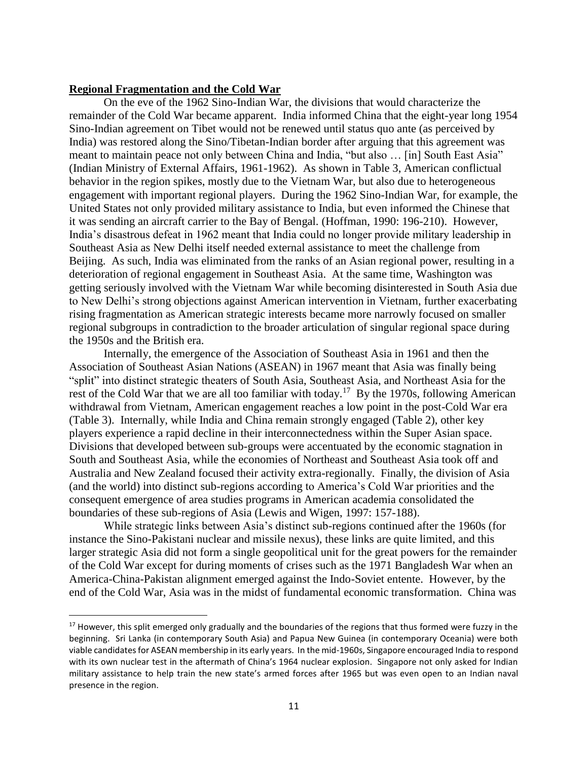**Regional Fragmentation and the Cold War**

On the eve of the 1962 Sino-Indian War, the divisions that would characterize the remainder of the Cold War became apparent. India informed China that the eight-year long 1954 Sino-Indian agreement on Tibet would not be renewed until status quo ante (as perceived by India) was restored along the Sino/Tibetan-Indian border after arguing that this agreement was meant to maintain peace not only between China and India, "but also … [in] South East Asia" (Indian Ministry of External Affairs, 1961-1962). As shown in Table 3, American conflictual behavior in the region spikes, mostly due to the Vietnam War, but also due to heterogeneous engagement with important regional players. During the 1962 Sino-Indian War, for example, the United States not only provided military assistance to India, but even informed the Chinese that it was sending an aircraft carrier to the Bay of Bengal. (Hoffman, 1990: 196-210). However, India's disastrous defeat in 1962 meant that India could no longer provide military leadership in Southeast Asia as New Delhi itself needed external assistance to meet the challenge from Beijing. As such, India was eliminated from the ranks of an Asian regional power, resulting in a deterioration of regional engagement in Southeast Asia. At the same time, Washington was getting seriously involved with the Vietnam War while becoming disinterested in South Asia due to New Delhi's strong objections against American intervention in Vietnam, further exacerbating rising fragmentation as American strategic interests became more narrowly focused on smaller regional subgroups in contradiction to the broader articulation of singular regional space during the 1950s and the British era.

Internally, the emergence of the Association of Southeast Asia in 1961 and then the Association of Southeast Asian Nations (ASEAN) in 1967 meant that Asia was finally being "split" into distinct strategic theaters of South Asia, Southeast Asia, and Northeast Asia for the rest of the Cold War that we are all too familiar with today.[17] By the 1970s, following American withdrawal from Vietnam, American engagement reaches a low point in the post-Cold War era (Table 3). Internally, while India and China remain strongly engaged (Table 2), other key players experience a rapid decline in their interconnectedness within the Super Asian space. Divisions that developed between sub-groups were accentuated by the economic stagnation in South and Southeast Asia, while the economies of Northeast and Southeast Asia took off and Australia and New Zealand focused their activity extra-regionally. Finally, the division of Asia (and the world) into distinct sub-regions according to America's Cold War priorities and the consequent emergence of area studies programs in American academia consolidated the boundaries of these sub-regions of Asia (Lewis and Wigen, 1997: 157-188).

While strategic links between Asia's distinct sub-regions continued after the 1960s (for instance the Sino-Pakistani nuclear and missile nexus), these links are quite limited, and this larger strategic Asia did not form a single geopolitical unit for the great powers for the remainder of the Cold War except for during moments of crises such as the 1971 Bangladesh War when an America-China-Pakistan alignment emerged against the Indo-Soviet entente. However, by the end of the Cold War, Asia was in the midst of fundamental economic transformation. China was

---

[17] However, this split emerged only gradually and the boundaries of the regions that thus formed were fuzzy in the beginning. Sri Lanka (in contemporary South Asia) and Papua New Guinea (in contemporary Oceania) were both viable candidates for ASEAN membership in its early years. In the mid-1960s, Singapore encouraged India to respond with its own nuclear test in the aftermath of China's 1964 nuclear explosion. Singapore not only asked for Indian military assistance to help train the new state's armed forces after 1965 but was even open to an Indian naval presence in the region.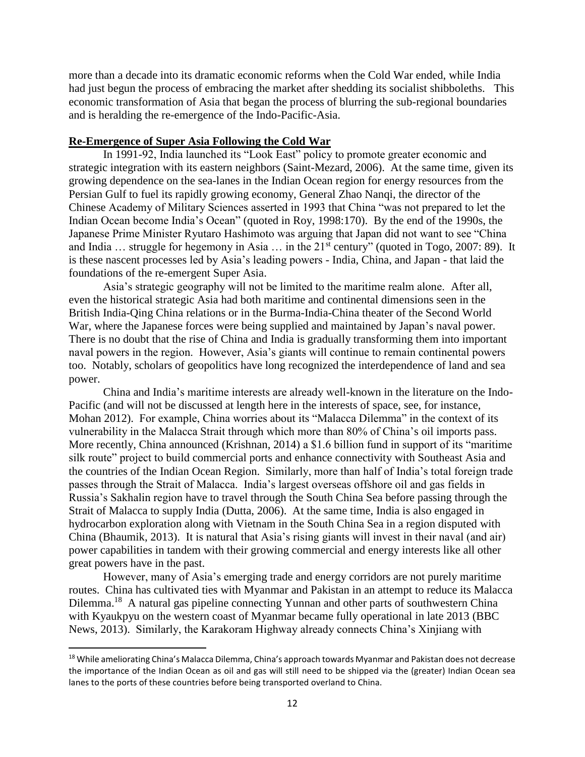more than a decade into its dramatic economic reforms when the Cold War ended, while India had just begun the process of embracing the market after shedding its socialist shibboleths. This economic transformation of Asia that began the process of blurring the sub-regional boundaries and is heralding the re-emergence of the Indo-Pacific-Asia.

## Re-Emergence of Super Asia Following the Cold War

In 1991-92, India launched its "Look East" policy to promote greater economic and strategic integration with its eastern neighbors (Saint-Mezard, 2006). At the same time, given its growing dependence on the sea-lanes in the Indian Ocean region for energy resources from the Persian Gulf to fuel its rapidly growing economy, General Zhao Nanqi, the director of the Chinese Academy of Military Sciences asserted in 1993 that China "was not prepared to let the Indian Ocean become India's Ocean" (quoted in Roy, 1998:170). By the end of the 1990s, the Japanese Prime Minister Ryutaro Hashimoto was arguing that Japan did not want to see "China and India … struggle for hegemony in Asia … in the 21st century" (quoted in Togo, 2007: 89). It is these nascent processes led by Asia's leading powers - India, China, and Japan - that laid the foundations of the re-emergent Super Asia.

Asia's strategic geography will not be limited to the maritime realm alone. After all, even the historical strategic Asia had both maritime and continental dimensions seen in the British India-Qing China relations or in the Burma-India-China theater of the Second World War, where the Japanese forces were being supplied and maintained by Japan's naval power. There is no doubt that the rise of China and India is gradually transforming them into important naval powers in the region. However, Asia's giants will continue to remain continental powers too. Notably, scholars of geopolitics have long recognized the interdependence of land and sea power.

China and India's maritime interests are already well-known in the literature on the Indo-Pacific (and will not be discussed at length here in the interests of space, see, for instance, Mohan 2012). For example, China worries about its "Malacca Dilemma" in the context of its vulnerability in the Malacca Strait through which more than 80% of China's oil imports pass. More recently, China announced (Krishnan, 2014) a $1.6 billion fund in support of its "maritime silk route" project to build commercial ports and enhance connectivity with Southeast Asia and the countries of the Indian Ocean Region. Similarly, more than half of India's total foreign trade passes through the Strait of Malacca. India's largest overseas offshore oil and gas fields in Russia's Sakhalin region have to travel through the South China Sea before passing through the Strait of Malacca to supply India (Dutta, 2006). At the same time, India is also engaged in hydrocarbon exploration along with Vietnam in the South China Sea in a region disputed with China (Bhaumik, 2013). It is natural that Asia's rising giants will invest in their naval (and air) power capabilities in tandem with their growing commercial and energy interests like all other great powers have in the past.

However, many of Asia's emerging trade and energy corridors are not purely maritime routes. China has cultivated ties with Myanmar and Pakistan in an attempt to reduce its Malacca Dilemma.[18] A natural gas pipeline connecting Yunnan and other parts of southwestern China with Kyaukpyu on the western coast of Myanmar became fully operational in late 2013 (BBC News, 2013). Similarly, the Karakoram Highway already connects China's Xinjiang with

[18] While ameliorating China's Malacca Dilemma, China's approach towards Myanmar and Pakistan does not decrease the importance of the Indian Ocean as oil and gas will still need to be shipped via the (greater) Indian Ocean sea lanes to the ports of these countries before being transported overland to China.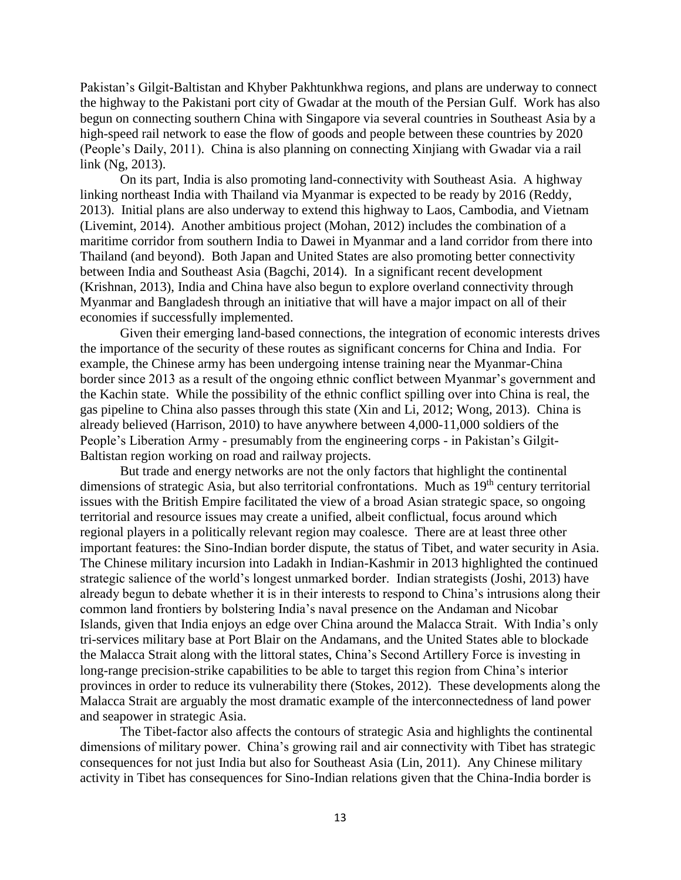Pakistan's Gilgit-Baltistan and Khyber Pakhtunkhwa regions, and plans are underway to connect the highway to the Pakistani port city of Gwadar at the mouth of the Persian Gulf. Work has also begun on connecting southern China with Singapore via several countries in Southeast Asia by a high-speed rail network to ease the flow of goods and people between these countries by 2020 (People's Daily, 2011). China is also planning on connecting Xinjiang with Gwadar via a rail link (Ng, 2013).

On its part, India is also promoting land-connectivity with Southeast Asia. A highway linking northeast India with Thailand via Myanmar is expected to be ready by 2016 (Reddy, 2013). Initial plans are also underway to extend this highway to Laos, Cambodia, and Vietnam (Livemint, 2014). Another ambitious project (Mohan, 2012) includes the combination of a maritime corridor from southern India to Dawei in Myanmar and a land corridor from there into Thailand (and beyond). Both Japan and United States are also promoting better connectivity between India and Southeast Asia (Bagchi, 2014). In a significant recent development (Krishnan, 2013), India and China have also begun to explore overland connectivity through Myanmar and Bangladesh through an initiative that will have a major impact on all of their economies if successfully implemented.

Given their emerging land-based connections, the integration of economic interests drives the importance of the security of these routes as significant concerns for China and India. For example, the Chinese army has been undergoing intense training near the Myanmar-China border since 2013 as a result of the ongoing ethnic conflict between Myanmar's government and the Kachin state. While the possibility of the ethnic conflict spilling over into China is real, the gas pipeline to China also passes through this state (Xin and Li, 2012; Wong, 2013). China is already believed (Harrison, 2010) to have anywhere between 4,000-11,000 soldiers of the People's Liberation Army - presumably from the engineering corps - in Pakistan's Gilgit-Baltistan region working on road and railway projects.

But trade and energy networks are not the only factors that highlight the continental dimensions of strategic Asia, but also territorial confrontations. Much as 19th century territorial issues with the British Empire facilitated the view of a broad Asian strategic space, so ongoing territorial and resource issues may create a unified, albeit conflictual, focus around which regional players in a politically relevant region may coalesce. There are at least three other important features: the Sino-Indian border dispute, the status of Tibet, and water security in Asia. The Chinese military incursion into Ladakh in Indian-Kashmir in 2013 highlighted the continued strategic salience of the world's longest unmarked border. Indian strategists (Joshi, 2013) have already begun to debate whether it is in their interests to respond to China's intrusions along their common land frontiers by bolstering India's naval presence on the Andaman and Nicobar Islands, given that India enjoys an edge over China around the Malacca Strait. With India's only tri-services military base at Port Blair on the Andamans, and the United States able to blockade the Malacca Strait along with the littoral states, China's Second Artillery Force is investing in long-range precision-strike capabilities to be able to target this region from China's interior provinces in order to reduce its vulnerability there (Stokes, 2012). These developments along the Malacca Strait are arguably the most dramatic example of the interconnectedness of land power and seapower in strategic Asia.

The Tibet-factor also affects the contours of strategic Asia and highlights the continental dimensions of military power. China's growing rail and air connectivity with Tibet has strategic consequences for not just India but also for Southeast Asia (Lin, 2011). Any Chinese military activity in Tibet has consequences for Sino-Indian relations given that the China-India border is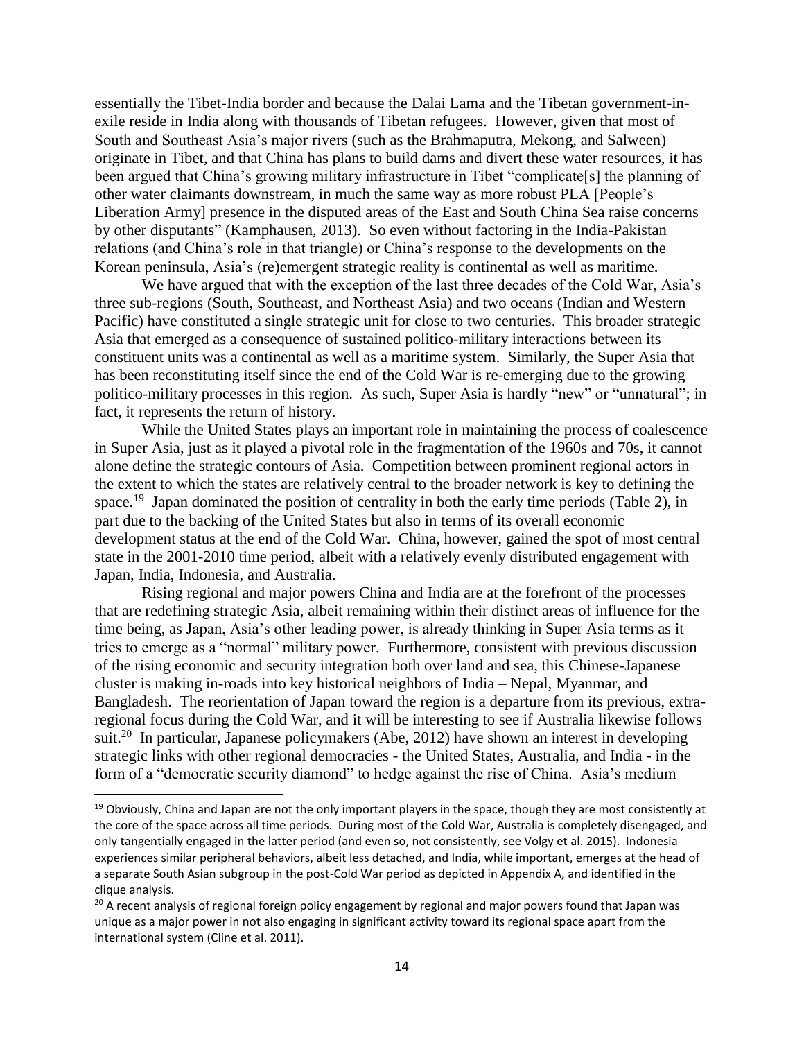essentially the Tibet-India border and because the Dalai Lama and the Tibetan government-in-exile reside in India along with thousands of Tibetan refugees. However, given that most of South and Southeast Asia's major rivers (such as the Brahmaputra, Mekong, and Salween) originate in Tibet, and that China has plans to build dams and divert these water resources, it has been argued that China's growing military infrastructure in Tibet "complicate[s] the planning of other water claimants downstream, in much the same way as more robust PLA [People's Liberation Army] presence in the disputed areas of the East and South China Sea raise concerns by other disputants" (Kamphausen, 2013). So even without factoring in the India-Pakistan relations (and China's role in that triangle) or China's response to the developments on the Korean peninsula, Asia's (re)emergent strategic reality is continental as well as maritime.

We have argued that with the exception of the last three decades of the Cold War, Asia's three sub-regions (South, Southeast, and Northeast Asia) and two oceans (Indian and Western Pacific) have constituted a single strategic unit for close to two centuries. This broader strategic Asia that emerged as a consequence of sustained politico-military interactions between its constituent units was a continental as well as a maritime system. Similarly, the Super Asia that has been reconstituting itself since the end of the Cold War is re-emerging due to the growing politico-military processes in this region. As such, Super Asia is hardly "new" or "unnatural"; in fact, it represents the return of history.

While the United States plays an important role in maintaining the process of coalescence in Super Asia, just as it played a pivotal role in the fragmentation of the 1960s and 70s, it cannot alone define the strategic contours of Asia. Competition between prominent regional actors in the extent to which the states are relatively central to the broader network is key to defining the space.[19] Japan dominated the position of centrality in both the early time periods (Table 2), in part due to the backing of the United States but also in terms of its overall economic development status at the end of the Cold War. China, however, gained the spot of most central state in the 2001-2010 time period, albeit with a relatively evenly distributed engagement with Japan, India, Indonesia, and Australia.

Rising regional and major powers China and India are at the forefront of the processes that are redefining strategic Asia, albeit remaining within their distinct areas of influence for the time being, as Japan, Asia's other leading power, is already thinking in Super Asia terms as it tries to emerge as a "normal" military power. Furthermore, consistent with previous discussion of the rising economic and security integration both over land and sea, this Chinese-Japanese cluster is making in-roads into key historical neighbors of India – Nepal, Myanmar, and Bangladesh. The reorientation of Japan toward the region is a departure from its previous, extra-regional focus during the Cold War, and it will be interesting to see if Australia likewise follows suit.[20] In particular, Japanese policymakers (Abe, 2012) have shown an interest in developing strategic links with other regional democracies - the United States, Australia, and India - in the form of a "democratic security diamond" to hedge against the rise of China. Asia's medium

---

[19] Obviously, China and Japan are not the only important players in the space, though they are most consistently at the core of the space across all time periods. During most of the Cold War, Australia is completely disengaged, and only tangentially engaged in the latter period (and even so, not consistently, see Volgy et al. 2015). Indonesia experiences similar peripheral behaviors, albeit less detached, and India, while important, emerges at the head of a separate South Asian subgroup in the post-Cold War period as depicted in Appendix A, and identified in the clique analysis.

[20] A recent analysis of regional foreign policy engagement by regional and major powers found that Japan was unique as a major power in not also engaging in significant activity toward its regional space apart from the international system (Cline et al. 2011).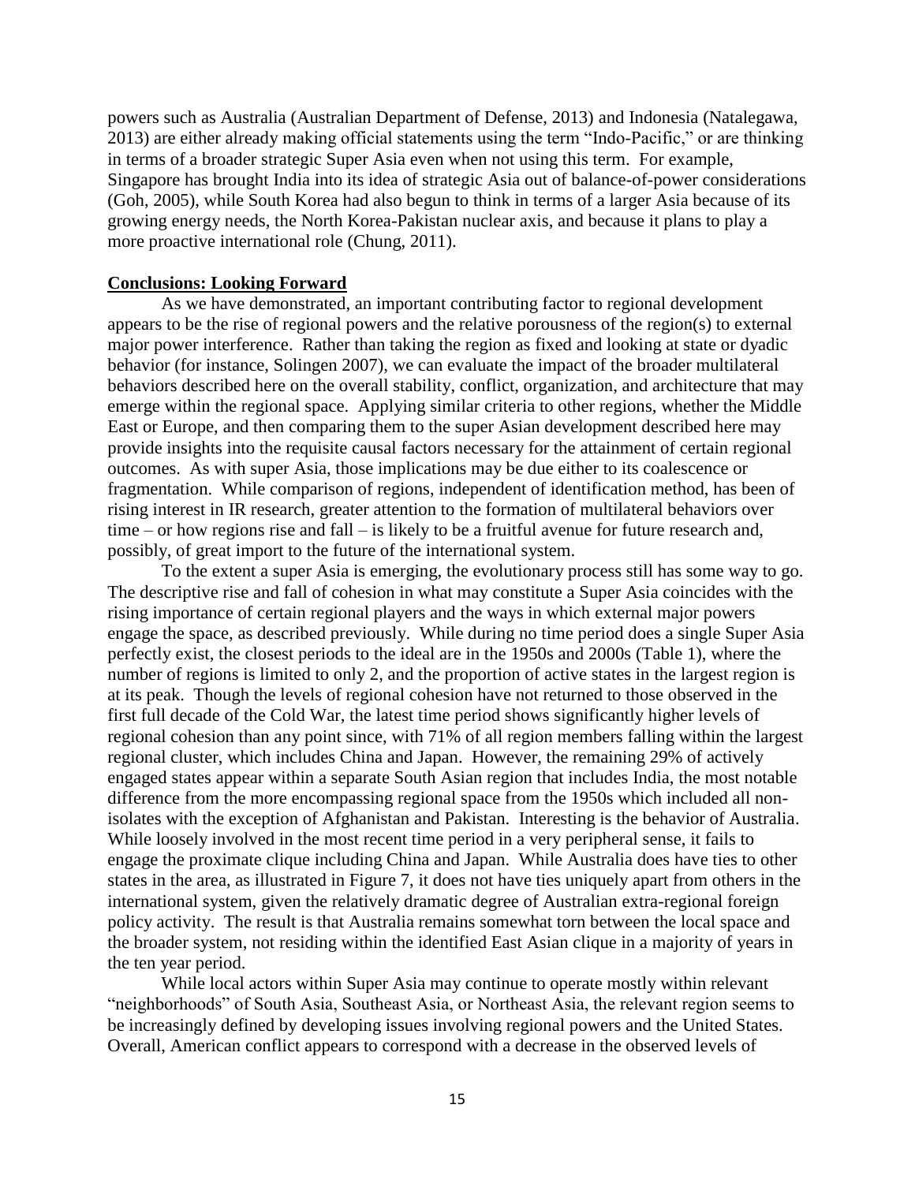powers such as Australia (Australian Department of Defense, 2013) and Indonesia (Natalegawa, 2013) are either already making official statements using the term "Indo-Pacific," or are thinking in terms of a broader strategic Super Asia even when not using this term. For example, Singapore has brought India into its idea of strategic Asia out of balance-of-power considerations (Goh, 2005), while South Korea had also begun to think in terms of a larger Asia because of its growing energy needs, the North Korea-Pakistan nuclear axis, and because it plans to play a more proactive international role (Chung, 2011).

## Conclusions: Looking Forward

As we have demonstrated, an important contributing factor to regional development appears to be the rise of regional powers and the relative porousness of the region(s) to external major power interference. Rather than taking the region as fixed and looking at state or dyadic behavior (for instance, Solingen 2007), we can evaluate the impact of the broader multilateral behaviors described here on the overall stability, conflict, organization, and architecture that may emerge within the regional space. Applying similar criteria to other regions, whether the Middle East or Europe, and then comparing them to the super Asian development described here may provide insights into the requisite causal factors necessary for the attainment of certain regional outcomes. As with super Asia, those implications may be due either to its coalescence or fragmentation. While comparison of regions, independent of identification method, has been of rising interest in IR research, greater attention to the formation of multilateral behaviors over time – or how regions rise and fall – is likely to be a fruitful avenue for future research and, possibly, of great import to the future of the international system.

To the extent a super Asia is emerging, the evolutionary process still has some way to go. The descriptive rise and fall of cohesion in what may constitute a Super Asia coincides with the rising importance of certain regional players and the ways in which external major powers engage the space, as described previously. While during no time period does a single Super Asia perfectly exist, the closest periods to the ideal are in the 1950s and 2000s (Table 1), where the number of regions is limited to only 2, and the proportion of active states in the largest region is at its peak. Though the levels of regional cohesion have not returned to those observed in the first full decade of the Cold War, the latest time period shows significantly higher levels of regional cohesion than any point since, with 71% of all region members falling within the largest regional cluster, which includes China and Japan. However, the remaining 29% of actively engaged states appear within a separate South Asian region that includes India, the most notable difference from the more encompassing regional space from the 1950s which included all non-isolates with the exception of Afghanistan and Pakistan. Interesting is the behavior of Australia. While loosely involved in the most recent time period in a very peripheral sense, it fails to engage the proximate clique including China and Japan. While Australia does have ties to other states in the area, as illustrated in Figure 7, it does not have ties uniquely apart from others in the international system, given the relatively dramatic degree of Australian extra-regional foreign policy activity. The result is that Australia remains somewhat torn between the local space and the broader system, not residing within the identified East Asian clique in a majority of years in the ten year period.

While local actors within Super Asia may continue to operate mostly within relevant "neighborhoods" of South Asia, Southeast Asia, or Northeast Asia, the relevant region seems to be increasingly defined by developing issues involving regional powers and the United States. Overall, American conflict appears to correspond with a decrease in the observed levels of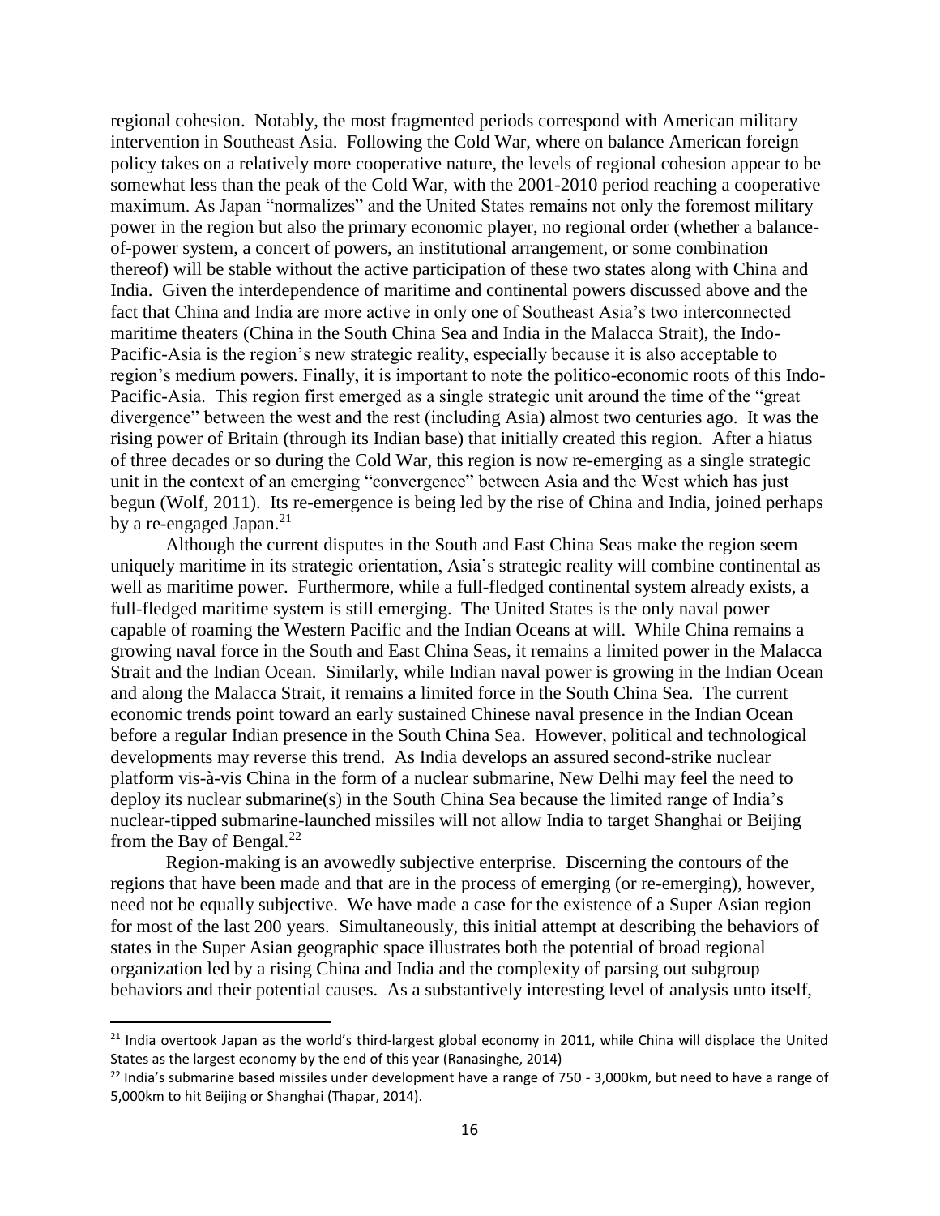regional cohesion. Notably, the most fragmented periods correspond with American military intervention in Southeast Asia. Following the Cold War, where on balance American foreign policy takes on a relatively more cooperative nature, the levels of regional cohesion appear to be somewhat less than the peak of the Cold War, with the 2001-2010 period reaching a cooperative maximum. As Japan "normalizes" and the United States remains not only the foremost military power in the region but also the primary economic player, no regional order (whether a balance-of-power system, a concert of powers, an institutional arrangement, or some combination thereof) will be stable without the active participation of these two states along with China and India. Given the interdependence of maritime and continental powers discussed above and the fact that China and India are more active in only one of Southeast Asia's two interconnected maritime theaters (China in the South China Sea and India in the Malacca Strait), the Indo-Pacific-Asia is the region's new strategic reality, especially because it is also acceptable to region's medium powers. Finally, it is important to note the politico-economic roots of this Indo-Pacific-Asia. This region first emerged as a single strategic unit around the time of the "great divergence" between the west and the rest (including Asia) almost two centuries ago. It was the rising power of Britain (through its Indian base) that initially created this region. After a hiatus of three decades or so during the Cold War, this region is now re-emerging as a single strategic unit in the context of an emerging "convergence" between Asia and the West which has just begun (Wolf, 2011). Its re-emergence is being led by the rise of China and India, joined perhaps by a re-engaged Japan.[21]

Although the current disputes in the South and East China Seas make the region seem uniquely maritime in its strategic orientation, Asia's strategic reality will combine continental as well as maritime power. Furthermore, while a full-fledged continental system already exists, a full-fledged maritime system is still emerging. The United States is the only naval power capable of roaming the Western Pacific and the Indian Oceans at will. While China remains a growing naval force in the South and East China Seas, it remains a limited power in the Malacca Strait and the Indian Ocean. Similarly, while Indian naval power is growing in the Indian Ocean and along the Malacca Strait, it remains a limited force in the South China Sea. The current economic trends point toward an early sustained Chinese naval presence in the Indian Ocean before a regular Indian presence in the South China Sea. However, political and technological developments may reverse this trend. As India develops an assured second-strike nuclear platform vis-à-vis China in the form of a nuclear submarine, New Delhi may feel the need to deploy its nuclear submarine(s) in the South China Sea because the limited range of India's nuclear-tipped submarine-launched missiles will not allow India to target Shanghai or Beijing from the Bay of Bengal.[22]

Region-making is an avowedly subjective enterprise. Discerning the contours of the regions that have been made and that are in the process of emerging (or re-emerging), however, need not be equally subjective. We have made a case for the existence of a Super Asian region for most of the last 200 years. Simultaneously, this initial attempt at describing the behaviors of states in the Super Asian geographic space illustrates both the potential of broad regional organization led by a rising China and India and the complexity of parsing out subgroup behaviors and their potential causes. As a substantively interesting level of analysis unto itself,

---

[21] India overtook Japan as the world's third-largest global economy in 2011, while China will displace the United States as the largest economy by the end of this year (Ranasinghe, 2014)

[22] India's submarine based missiles under development have a range of 750 - 3,000km, but need to have a range of 5,000km to hit Beijing or Shanghai (Thapar, 2014).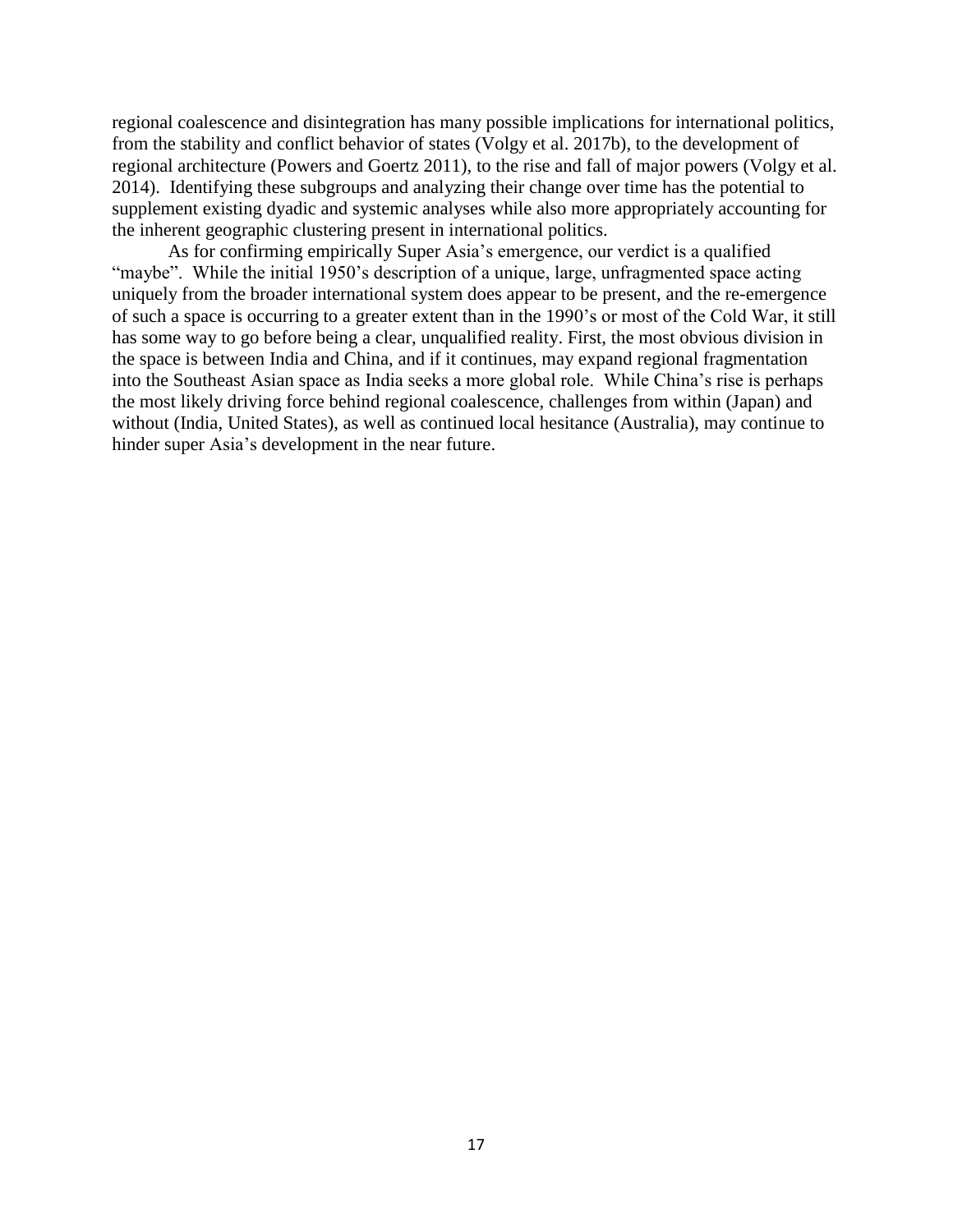regional coalescence and disintegration has many possible implications for international politics, from the stability and conflict behavior of states (Volgy et al. 2017b), to the development of regional architecture (Powers and Goertz 2011), to the rise and fall of major powers (Volgy et al. 2014). Identifying these subgroups and analyzing their change over time has the potential to supplement existing dyadic and systemic analyses while also more appropriately accounting for the inherent geographic clustering present in international politics.

As for confirming empirically Super Asia's emergence, our verdict is a qualified "maybe". While the initial 1950's description of a unique, large, unfragmented space acting uniquely from the broader international system does appear to be present, and the re-emergence of such a space is occurring to a greater extent than in the 1990's or most of the Cold War, it still has some way to go before being a clear, unqualified reality. First, the most obvious division in the space is between India and China, and if it continues, may expand regional fragmentation into the Southeast Asian space as India seeks a more global role. While China's rise is perhaps the most likely driving force behind regional coalescence, challenges from within (Japan) and without (India, United States), as well as continued local hesitance (Australia), may continue to hinder super Asia's development in the near future.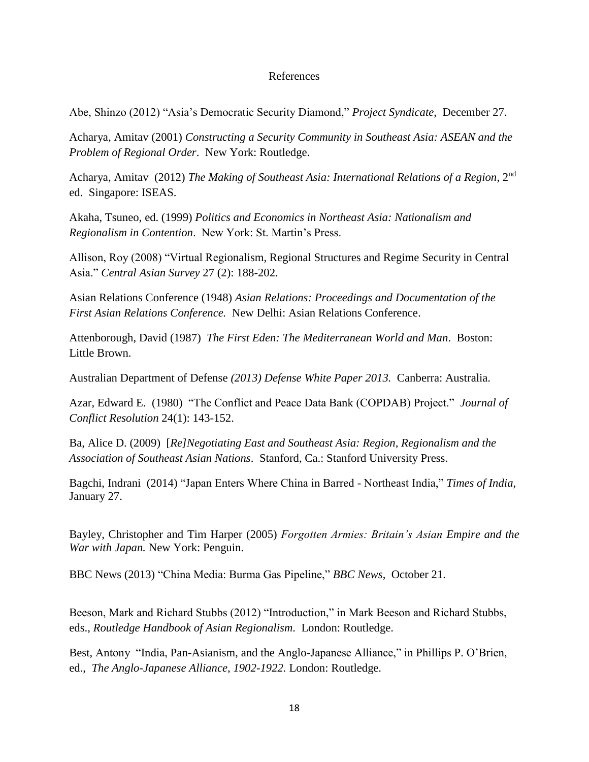References

Abe, Shinzo (2012) "Asia's Democratic Security Diamond," *Project Syndicate*, December 27.

Acharya, Amitav (2001) *Constructing a Security Community in Southeast Asia: ASEAN and the Problem of Regional Order*. New York: Routledge.

Acharya, Amitav (2012) *The Making of Southeast Asia: International Relations of a Region*, 2nd ed. Singapore: ISEAS.

Akaha, Tsuneo, ed. (1999) *Politics and Economics in Northeast Asia: Nationalism and Regionalism in Contention*. New York: St. Martin's Press.

Allison, Roy (2008) "Virtual Regionalism, Regional Structures and Regime Security in Central Asia." *Central Asian Survey* 27 (2): 188-202.

Asian Relations Conference (1948) *Asian Relations: Proceedings and Documentation of the First Asian Relations Conference.* New Delhi: Asian Relations Conference.

Attenborough, David (1987) *The First Eden: The Mediterranean World and Man*. Boston: Little Brown.

Australian Department of Defense *(2013) Defense White Paper 2013.* Canberra: Australia.

Azar, Edward E. (1980) "The Conflict and Peace Data Bank (COPDAB) Project." *Journal of Conflict Resolution* 24(1): 143-152.

Ba, Alice D. (2009) *[Re]Negotiating East and Southeast Asia: Region, Regionalism and the Association of Southeast Asian Nations*. Stanford, Ca.: Stanford University Press.

Bagchi, Indrani (2014) "Japan Enters Where China in Barred - Northeast India," *Times of India*, January 27.

Bayley, Christopher and Tim Harper (2005) *Forgotten Armies: Britain's Asian Empire and the War with Japan.* New York: Penguin.

BBC News (2013) "China Media: Burma Gas Pipeline," *BBC News*, October 21.

Beeson, Mark and Richard Stubbs (2012) "Introduction," in Mark Beeson and Richard Stubbs, eds., *Routledge Handbook of Asian Regionalism.* London: Routledge.

Best, Antony "India, Pan-Asianism, and the Anglo-Japanese Alliance," in Phillips P. O'Brien, ed., *The Anglo-Japanese Alliance, 1902-1922.* London: Routledge.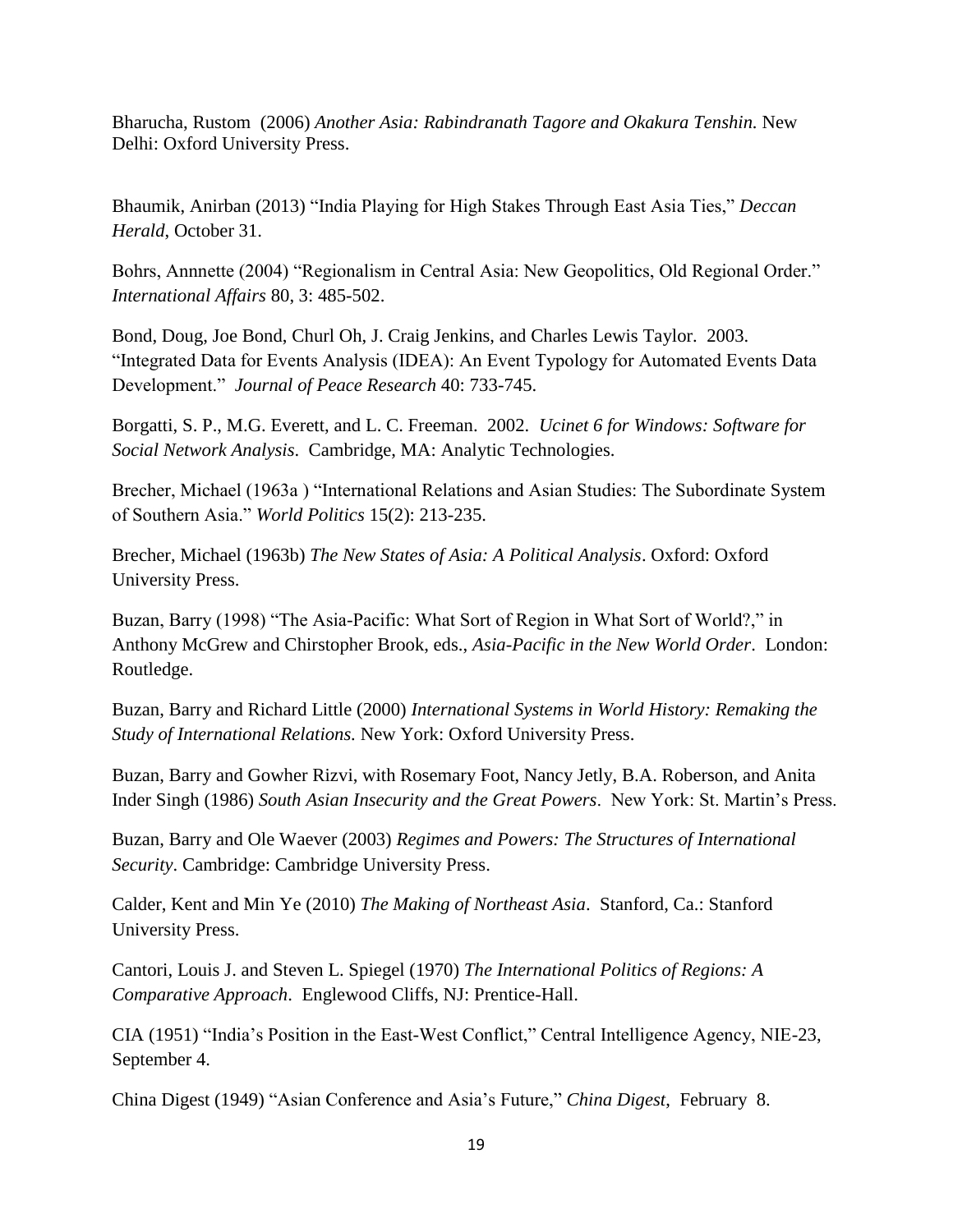Bharucha, Rustom (2006) *Another Asia: Rabindranath Tagore and Okakura Tenshin.* New Delhi: Oxford University Press.

Bhaumik, Anirban (2013) "India Playing for High Stakes Through East Asia Ties," *Deccan Herald*, October 31.

Bohrs, Annnette (2004) "Regionalism in Central Asia: New Geopolitics, Old Regional Order." *International Affairs* 80, 3: 485-502.

Bond, Doug, Joe Bond, Churl Oh, J. Craig Jenkins, and Charles Lewis Taylor. 2003. "Integrated Data for Events Analysis (IDEA): An Event Typology for Automated Events Data Development." *Journal of Peace Research* 40: 733-745.

Borgatti, S. P., M.G. Everett, and L. C. Freeman. 2002. *Ucinet 6 for Windows: Software for Social Network Analysis*. Cambridge, MA: Analytic Technologies.

Brecher, Michael (1963a ) "International Relations and Asian Studies: The Subordinate System of Southern Asia." *World Politics* 15(2): 213-235.

Brecher, Michael (1963b) *The New States of Asia: A Political Analysis*. Oxford: Oxford University Press.

Buzan, Barry (1998) "The Asia-Pacific: What Sort of Region in What Sort of World?," in Anthony McGrew and Chirstopher Brook, eds., *Asia-Pacific in the New World Order*. London: Routledge.

Buzan, Barry and Richard Little (2000) *International Systems in World History: Remaking the Study of International Relations.* New York: Oxford University Press.

Buzan, Barry and Gowher Rizvi, with Rosemary Foot, Nancy Jetly, B.A. Roberson, and Anita Inder Singh (1986) *South Asian Insecurity and the Great Powers*. New York: St. Martin's Press.

Buzan, Barry and Ole Waever (2003) *Regimes and Powers: The Structures of International Security*. Cambridge: Cambridge University Press.

Calder, Kent and Min Ye (2010) *The Making of Northeast Asia*. Stanford, Ca.: Stanford University Press.

Cantori, Louis J. and Steven L. Spiegel (1970) *The International Politics of Regions: A Comparative Approach*. Englewood Cliffs, NJ: Prentice-Hall.

CIA (1951) "India's Position in the East-West Conflict," Central Intelligence Agency, NIE-23, September 4.

China Digest (1949) "Asian Conference and Asia's Future," *China Digest*, February 8.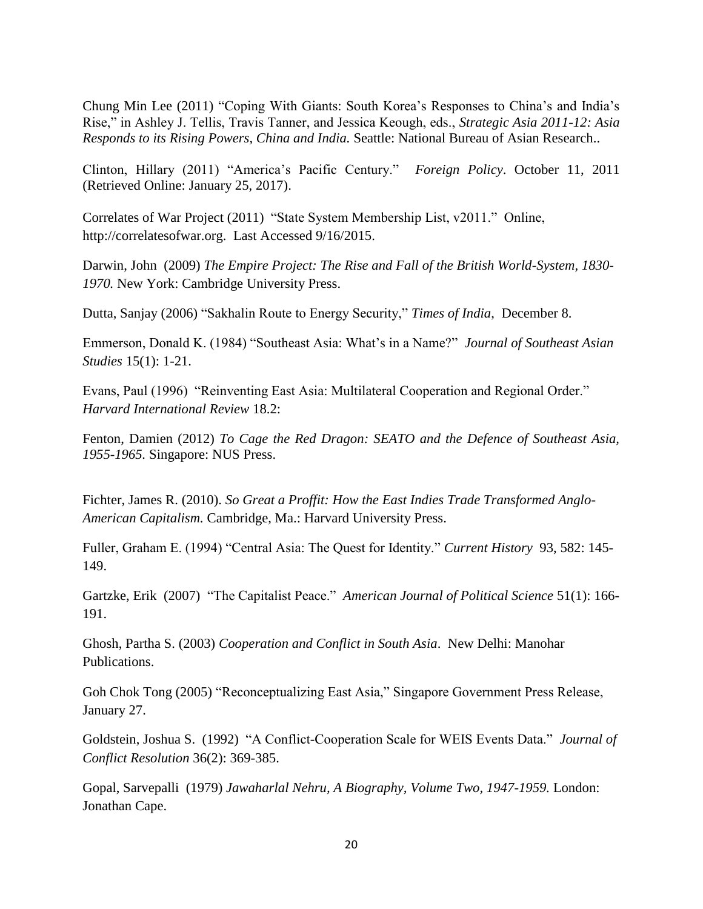Chung Min Lee (2011) "Coping With Giants: South Korea's Responses to China's and India's Rise," in Ashley J. Tellis, Travis Tanner, and Jessica Keough, eds., *Strategic Asia 2011-12: Asia Responds to its Rising Powers, China and India.* Seattle: National Bureau of Asian Research..

Clinton, Hillary (2011) "America's Pacific Century." *Foreign Policy*. October 11, 2011 (Retrieved Online: January 25, 2017).

Correlates of War Project (2011) "State System Membership List, v2011." Online, http://correlatesofwar.org. Last Accessed 9/16/2015.

Darwin, John (2009) *The Empire Project: The Rise and Fall of the British World-System, 1830-1970.* New York: Cambridge University Press.

Dutta, Sanjay (2006) "Sakhalin Route to Energy Security," *Times of India*, December 8.

Emmerson, Donald K. (1984) "Southeast Asia: What's in a Name?" *Journal of Southeast Asian Studies* 15(1): 1-21.

Evans, Paul (1996) "Reinventing East Asia: Multilateral Cooperation and Regional Order." *Harvard International Review* 18.2:

Fenton, Damien (2012) *To Cage the Red Dragon: SEATO and the Defence of Southeast Asia, 1955-1965.* Singapore: NUS Press.

Fichter, James R. (2010). *So Great a Proffit: How the East Indies Trade Transformed Anglo-American Capitalism.* Cambridge, Ma.: Harvard University Press.

Fuller, Graham E. (1994) "Central Asia: The Quest for Identity." *Current History* 93, 582: 145-149.

Gartzke, Erik (2007) "The Capitalist Peace." *American Journal of Political Science* 51(1): 166-191.

Ghosh, Partha S. (2003) *Cooperation and Conflict in South Asia*. New Delhi: Manohar Publications.

Goh Chok Tong (2005) "Reconceptualizing East Asia," Singapore Government Press Release, January 27.

Goldstein, Joshua S. (1992) "A Conflict-Cooperation Scale for WEIS Events Data." *Journal of Conflict Resolution* 36(2): 369-385.

Gopal, Sarvepalli (1979) *Jawaharlal Nehru, A Biography, Volume Two, 1947-1959.* London: Jonathan Cape.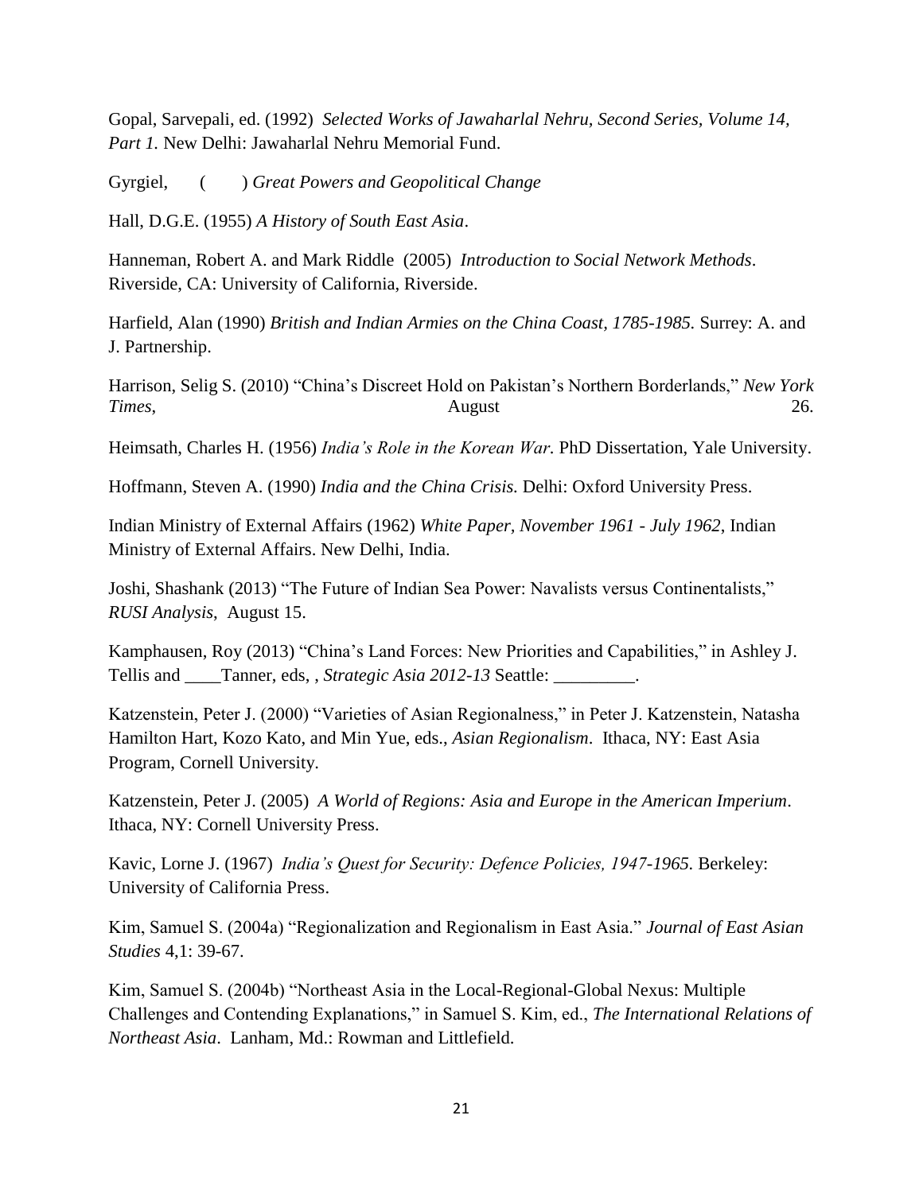Gopal, Sarvepali, ed. (1992) *Selected Works of Jawaharlal Nehru, Second Series, Volume 14, Part 1.* New Delhi: Jawaharlal Nehru Memorial Fund.

Gyrgiel, ( ) *Great Powers and Geopolitical Change*

Hall, D.G.E. (1955) *A History of South East Asia*.

Hanneman, Robert A. and Mark Riddle (2005) *Introduction to Social Network Methods*. Riverside, CA: University of California, Riverside.

Harfield, Alan (1990) *British and Indian Armies on the China Coast, 1785-1985.* Surrey: A. and J. Partnership.

Harrison, Selig S. (2010) "China's Discreet Hold on Pakistan's Northern Borderlands," *New York Times*, August 26.

Heimsath, Charles H. (1956) *India's Role in the Korean War.* PhD Dissertation, Yale University.

Hoffmann, Steven A. (1990) *India and the China Crisis.* Delhi: Oxford University Press.

Indian Ministry of External Affairs (1962) *White Paper, November 1961 - July 1962*, Indian Ministry of External Affairs. New Delhi, India.

Joshi, Shashank (2013) "The Future of Indian Sea Power: Navalists versus Continentalists," *RUSI Analysis*, August 15.

Kamphausen, Roy (2013) "China's Land Forces: New Priorities and Capabilities," in Ashley J. Tellis and ____Tanner, eds, , *Strategic Asia 2012-13* Seattle: _________.

Katzenstein, Peter J. (2000) "Varieties of Asian Regionalness," in Peter J. Katzenstein, Natasha Hamilton Hart, Kozo Kato, and Min Yue, eds., *Asian Regionalism*. Ithaca, NY: East Asia Program, Cornell University.

Katzenstein, Peter J. (2005) *A World of Regions: Asia and Europe in the American Imperium*. Ithaca, NY: Cornell University Press.

Kavic, Lorne J. (1967) *India's Quest for Security: Defence Policies, 1947-1965.* Berkeley: University of California Press.

Kim, Samuel S. (2004a) "Regionalization and Regionalism in East Asia." *Journal of East Asian Studies* 4,1: 39-67.

Kim, Samuel S. (2004b) "Northeast Asia in the Local-Regional-Global Nexus: Multiple Challenges and Contending Explanations," in Samuel S. Kim, ed., *The International Relations of Northeast Asia*. Lanham, Md.: Rowman and Littlefield.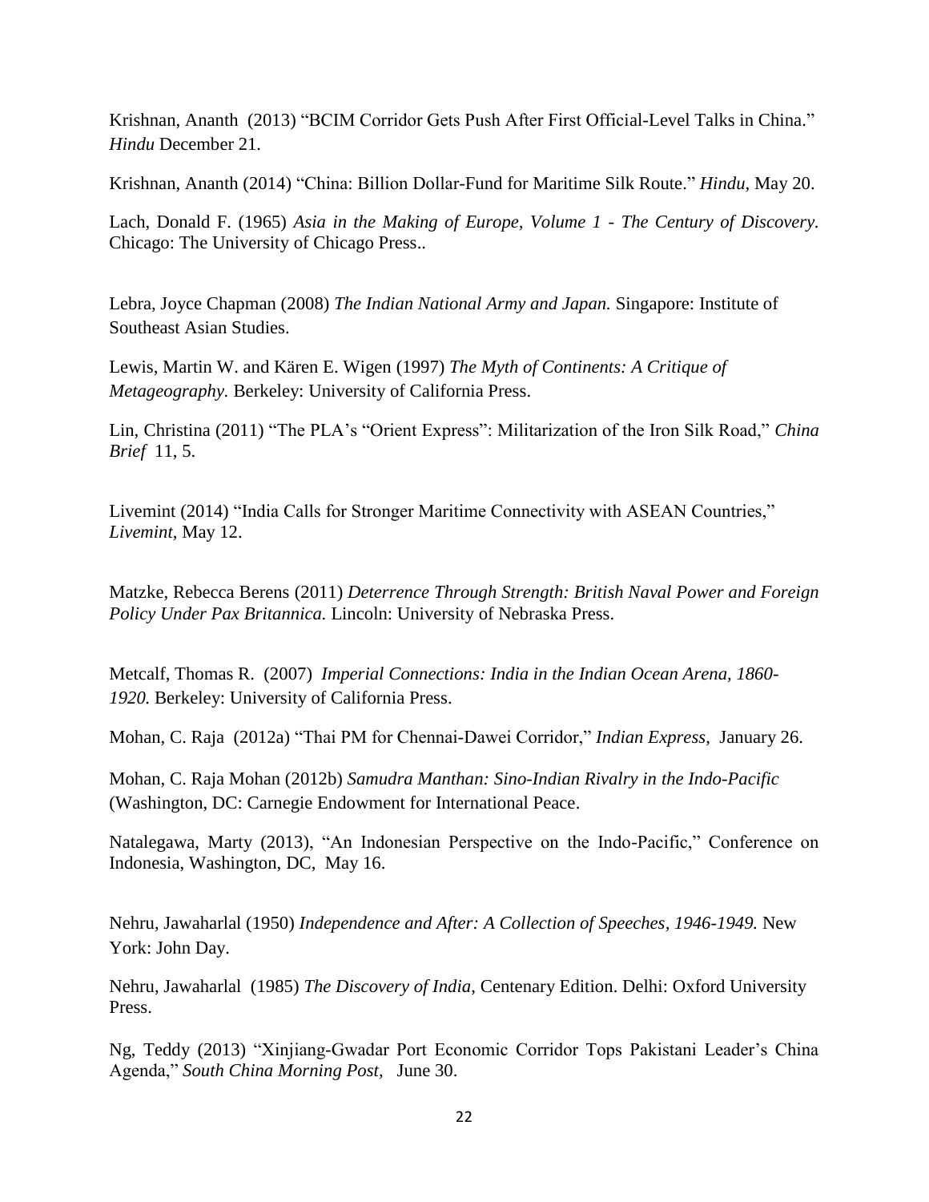Krishnan, Ananth (2013) "BCIM Corridor Gets Push After First Official-Level Talks in China." *Hindu* December 21.

Krishnan, Ananth (2014) "China: Billion Dollar-Fund for Maritime Silk Route." *Hindu*, May 20.

Lach, Donald F. (1965) *Asia in the Making of Europe, Volume 1 - The Century of Discovery.* Chicago: The University of Chicago Press..

Lebra, Joyce Chapman (2008) *The Indian National Army and Japan.* Singapore: Institute of Southeast Asian Studies.

Lewis, Martin W. and Kären E. Wigen (1997) *The Myth of Continents: A Critique of Metageography.* Berkeley: University of California Press.

Lin, Christina (2011) "The PLA's "Orient Express": Militarization of the Iron Silk Road," *China Brief* 11, 5.

Livemint (2014) "India Calls for Stronger Maritime Connectivity with ASEAN Countries," *Livemint*, May 12.

Matzke, Rebecca Berens (2011) *Deterrence Through Strength: British Naval Power and Foreign Policy Under Pax Britannica.* Lincoln: University of Nebraska Press.

Metcalf, Thomas R. (2007) *Imperial Connections: India in the Indian Ocean Arena, 1860-1920.* Berkeley: University of California Press.

Mohan, C. Raja (2012a) "Thai PM for Chennai-Dawei Corridor," *Indian Express*, January 26.

Mohan, C. Raja Mohan (2012b) *Samudra Manthan: Sino-Indian Rivalry in the Indo-Pacific* (Washington, DC: Carnegie Endowment for International Peace.

Natalegawa, Marty (2013), "An Indonesian Perspective on the Indo-Pacific," Conference on Indonesia, Washington, DC, May 16.

Nehru, Jawaharlal (1950) *Independence and After: A Collection of Speeches, 1946-1949.* New York: John Day.

Nehru, Jawaharlal (1985) *The Discovery of India*, Centenary Edition. Delhi: Oxford University Press.

Ng, Teddy (2013) "Xinjiang-Gwadar Port Economic Corridor Tops Pakistani Leader's China Agenda," *South China Morning Post*, June 30.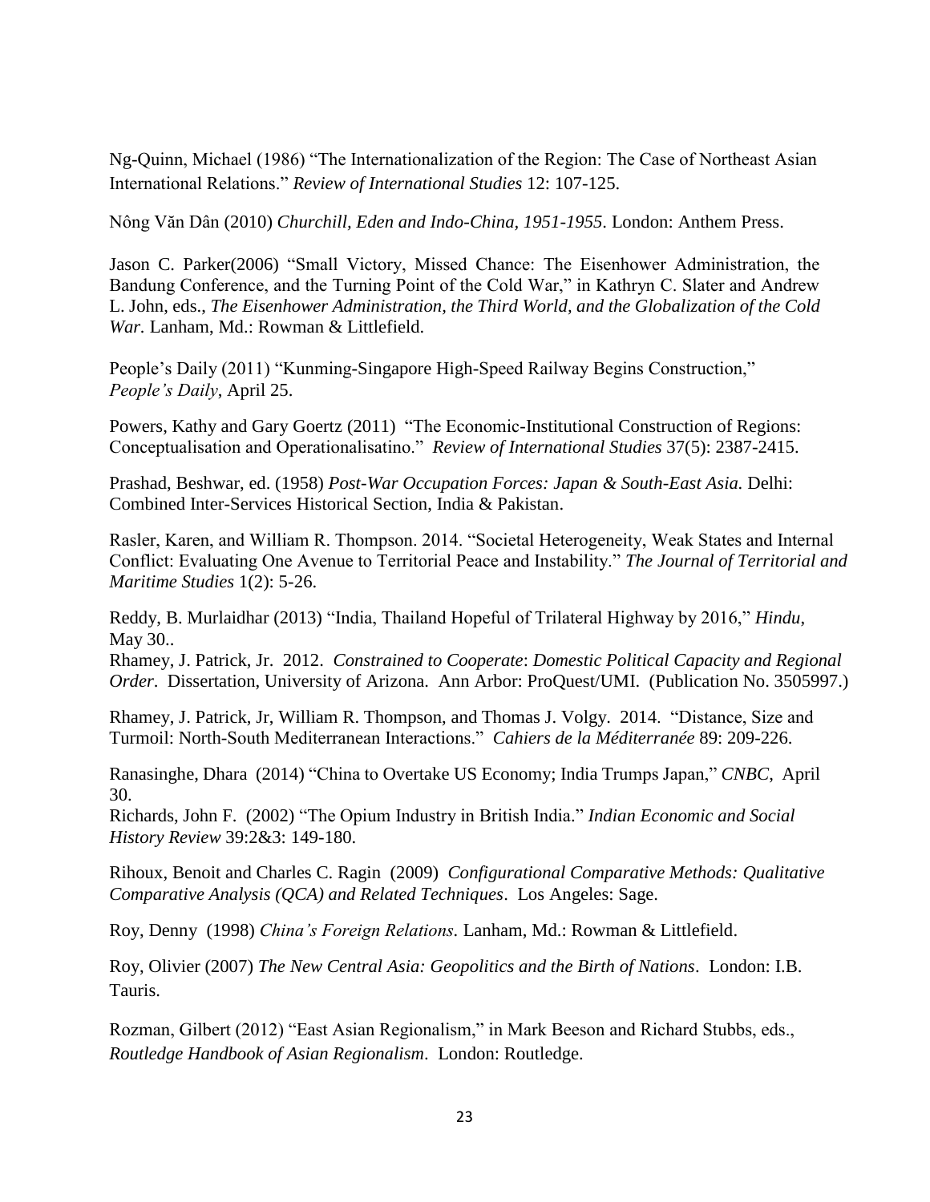Ng-Quinn, Michael (1986) "The Internationalization of the Region: The Case of Northeast Asian International Relations." *Review of International Studies* 12: 107-125.

Nông Văn Dân (2010) *Churchill, Eden and Indo-China, 1951-1955*. London: Anthem Press.

Jason C. Parker(2006) "Small Victory, Missed Chance: The Eisenhower Administration, the Bandung Conference, and the Turning Point of the Cold War," in Kathryn C. Slater and Andrew L. John, eds., *The Eisenhower Administration, the Third World, and the Globalization of the Cold War.* Lanham, Md.: Rowman & Littlefield.

People's Daily (2011) "Kunming-Singapore High-Speed Railway Begins Construction," *People's Daily*, April 25.

Powers, Kathy and Gary Goertz (2011) "The Economic-Institutional Construction of Regions: Conceptualisation and Operationalisatino." *Review of International Studies* 37(5): 2387-2415.

Prashad, Beshwar, ed. (1958) *Post-War Occupation Forces: Japan & South-East Asia.* Delhi: Combined Inter-Services Historical Section, India & Pakistan.

Rasler, Karen, and William R. Thompson. 2014. "Societal Heterogeneity, Weak States and Internal Conflict: Evaluating One Avenue to Territorial Peace and Instability." *The Journal of Territorial and Maritime Studies* 1(2): 5-26.

Reddy, B. Murlaidhar (2013) "India, Thailand Hopeful of Trilateral Highway by 2016," *Hindu*, May 30..

Rhamey, J. Patrick, Jr. 2012. *Constrained to Cooperate*: *Domestic Political Capacity and Regional Order*. Dissertation, University of Arizona. Ann Arbor: ProQuest/UMI. (Publication No. 3505997.)

Rhamey, J. Patrick, Jr, William R. Thompson, and Thomas J. Volgy. 2014. "Distance, Size and Turmoil: North-South Mediterranean Interactions." *Cahiers de la Méditerranée* 89: 209-226.

Ranasinghe, Dhara (2014) "China to Overtake US Economy; India Trumps Japan," *CNBC*, April 30.

Richards, John F. (2002) "The Opium Industry in British India." *Indian Economic and Social History Review* 39:2&3: 149-180.

Rihoux, Benoit and Charles C. Ragin (2009) *Configurational Comparative Methods: Qualitative Comparative Analysis (QCA) and Related Techniques*. Los Angeles: Sage.

Roy, Denny (1998) *China's Foreign Relations*. Lanham, Md.: Rowman & Littlefield.

Roy, Olivier (2007) *The New Central Asia: Geopolitics and the Birth of Nations*. London: I.B. Tauris.

Rozman, Gilbert (2012) "East Asian Regionalism," in Mark Beeson and Richard Stubbs, eds., *Routledge Handbook of Asian Regionalism*. London: Routledge.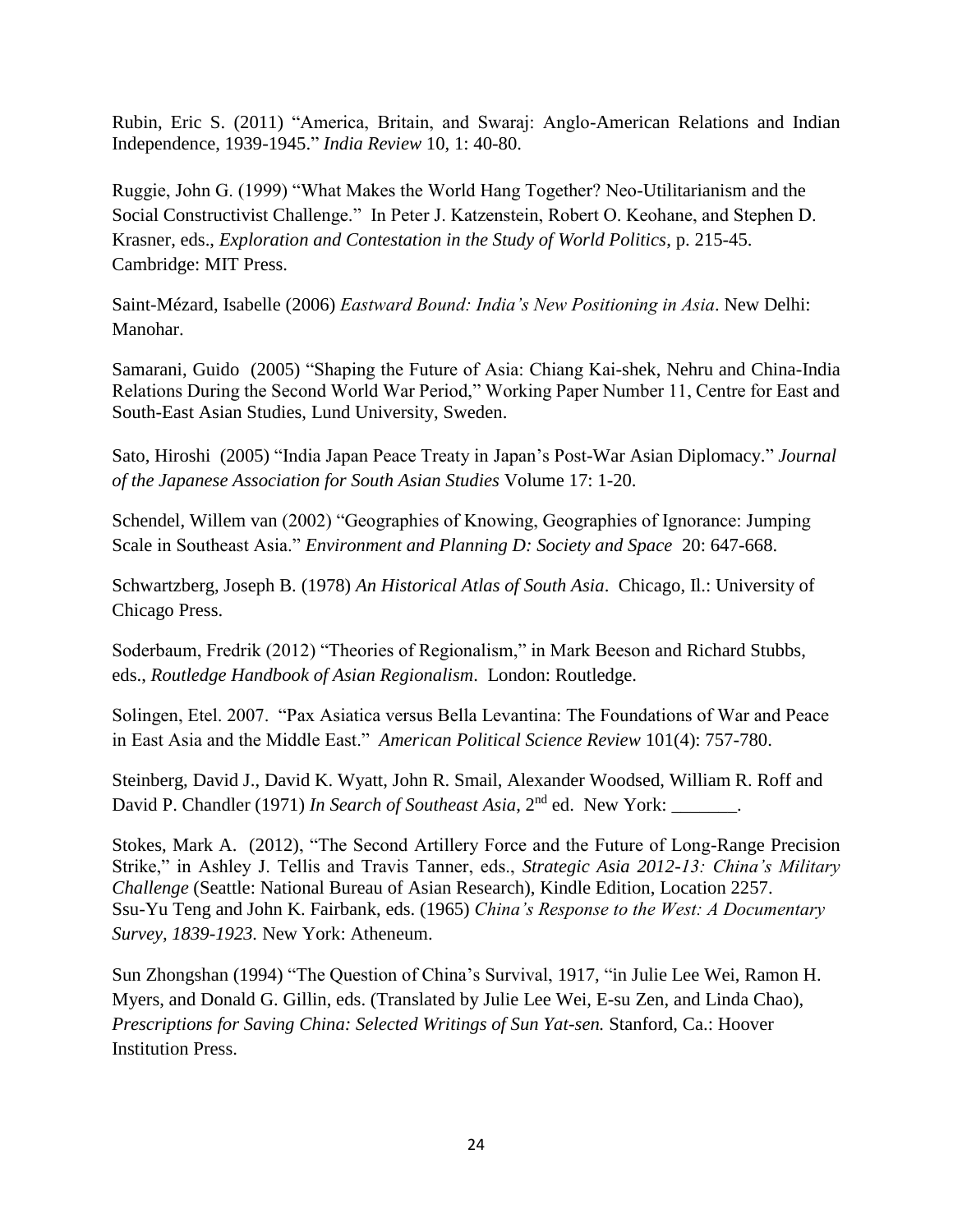Rubin, Eric S. (2011) "America, Britain, and Swaraj: Anglo-American Relations and Indian Independence, 1939-1945." *India Review* 10, 1: 40-80.

Ruggie, John G. (1999) "What Makes the World Hang Together? Neo-Utilitarianism and the Social Constructivist Challenge." In Peter J. Katzenstein, Robert O. Keohane, and Stephen D. Krasner, eds., *Exploration and Contestation in the Study of World Politics*, p. 215-45. Cambridge: MIT Press.

Saint-Mézard, Isabelle (2006) *Eastward Bound: India's New Positioning in Asia*. New Delhi: Manohar.

Samarani, Guido (2005) "Shaping the Future of Asia: Chiang Kai-shek, Nehru and China-India Relations During the Second World War Period," Working Paper Number 11, Centre for East and South-East Asian Studies, Lund University, Sweden.

Sato, Hiroshi (2005) "India Japan Peace Treaty in Japan's Post-War Asian Diplomacy." *Journal of the Japanese Association for South Asian Studies* Volume 17: 1-20.

Schendel, Willem van (2002) "Geographies of Knowing, Geographies of Ignorance: Jumping Scale in Southeast Asia." *Environment and Planning D: Society and Space* 20: 647-668.

Schwartzberg, Joseph B. (1978) *An Historical Atlas of South Asia*. Chicago, Il.: University of Chicago Press.

Soderbaum, Fredrik (2012) "Theories of Regionalism," in Mark Beeson and Richard Stubbs, eds., *Routledge Handbook of Asian Regionalism*. London: Routledge.

Solingen, Etel. 2007. "Pax Asiatica versus Bella Levantina: The Foundations of War and Peace in East Asia and the Middle East." *American Political Science Review* 101(4): 757-780.

Steinberg, David J., David K. Wyatt, John R. Smail, Alexander Woodsed, William R. Roff and David P. Chandler (1971) *In Search of Southeast Asia*, 2nd ed. New York: _______.

Stokes, Mark A. (2012), "The Second Artillery Force and the Future of Long-Range Precision Strike," in Ashley J. Tellis and Travis Tanner, eds., *Strategic Asia 2012-13: China's Military Challenge* (Seattle: National Bureau of Asian Research), Kindle Edition, Location 2257.

Ssu-Yu Teng and John K. Fairbank, eds. (1965) *China's Response to the West: A Documentary Survey, 1839-1923.* New York: Atheneum.

Sun Zhongshan (1994) "The Question of China's Survival, 1917, "in Julie Lee Wei, Ramon H. Myers, and Donald G. Gillin, eds. (Translated by Julie Lee Wei, E-su Zen, and Linda Chao), *Prescriptions for Saving China: Selected Writings of Sun Yat-sen.* Stanford, Ca.: Hoover Institution Press.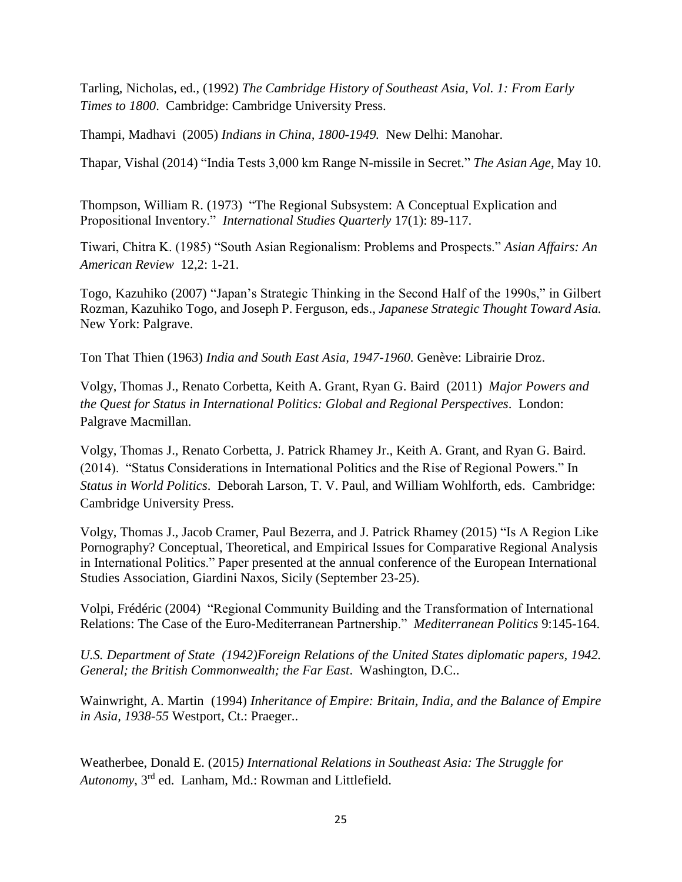Tarling, Nicholas, ed., (1992) *The Cambridge History of Southeast Asia, Vol. 1: From Early Times to 1800*. Cambridge: Cambridge University Press.

Thampi, Madhavi (2005) *Indians in China, 1800-1949.* New Delhi: Manohar.

Thapar, Vishal (2014) "India Tests 3,000 km Range N-missile in Secret." *The Asian Age*, May 10.

Thompson, William R. (1973) "The Regional Subsystem: A Conceptual Explication and Propositional Inventory." *International Studies Quarterly* 17(1): 89-117.

Tiwari, Chitra K. (1985) "South Asian Regionalism: Problems and Prospects." *Asian Affairs: An American Review* 12,2: 1-21.

Togo, Kazuhiko (2007) "Japan's Strategic Thinking in the Second Half of the 1990s," in Gilbert Rozman, Kazuhiko Togo, and Joseph P. Ferguson, eds., *Japanese Strategic Thought Toward Asia.* New York: Palgrave.

Ton That Thien (1963) *India and South East Asia, 1947-1960.* Genève: Librairie Droz.

Volgy, Thomas J., Renato Corbetta, Keith A. Grant, Ryan G. Baird (2011) *Major Powers and the Quest for Status in International Politics: Global and Regional Perspectives*. London: Palgrave Macmillan.

Volgy, Thomas J., Renato Corbetta, J. Patrick Rhamey Jr., Keith A. Grant, and Ryan G. Baird. (2014). "Status Considerations in International Politics and the Rise of Regional Powers." In *Status in World Politics*. Deborah Larson, T. V. Paul, and William Wohlforth, eds. Cambridge: Cambridge University Press.

Volgy, Thomas J., Jacob Cramer, Paul Bezerra, and J. Patrick Rhamey (2015) "Is A Region Like Pornography? Conceptual, Theoretical, and Empirical Issues for Comparative Regional Analysis in International Politics." Paper presented at the annual conference of the European International Studies Association, Giardini Naxos, Sicily (September 23-25).

Volpi, Frédéric (2004) "Regional Community Building and the Transformation of International Relations: The Case of the Euro-Mediterranean Partnership." *Mediterranean Politics* 9:145-164.

*U.S. Department of State (1942)Foreign Relations of the United States diplomatic papers, 1942. General; the British Commonwealth; the Far East*. Washington, D.C..

Wainwright, A. Martin (1994) *Inheritance of Empire: Britain, India, and the Balance of Empire in Asia, 1938-55* Westport, Ct.: Praeger..

Weatherbee, Donald E. (2015*) International Relations in Southeast Asia: The Struggle for Autonomy*, 3rd ed. Lanham, Md.: Rowman and Littlefield.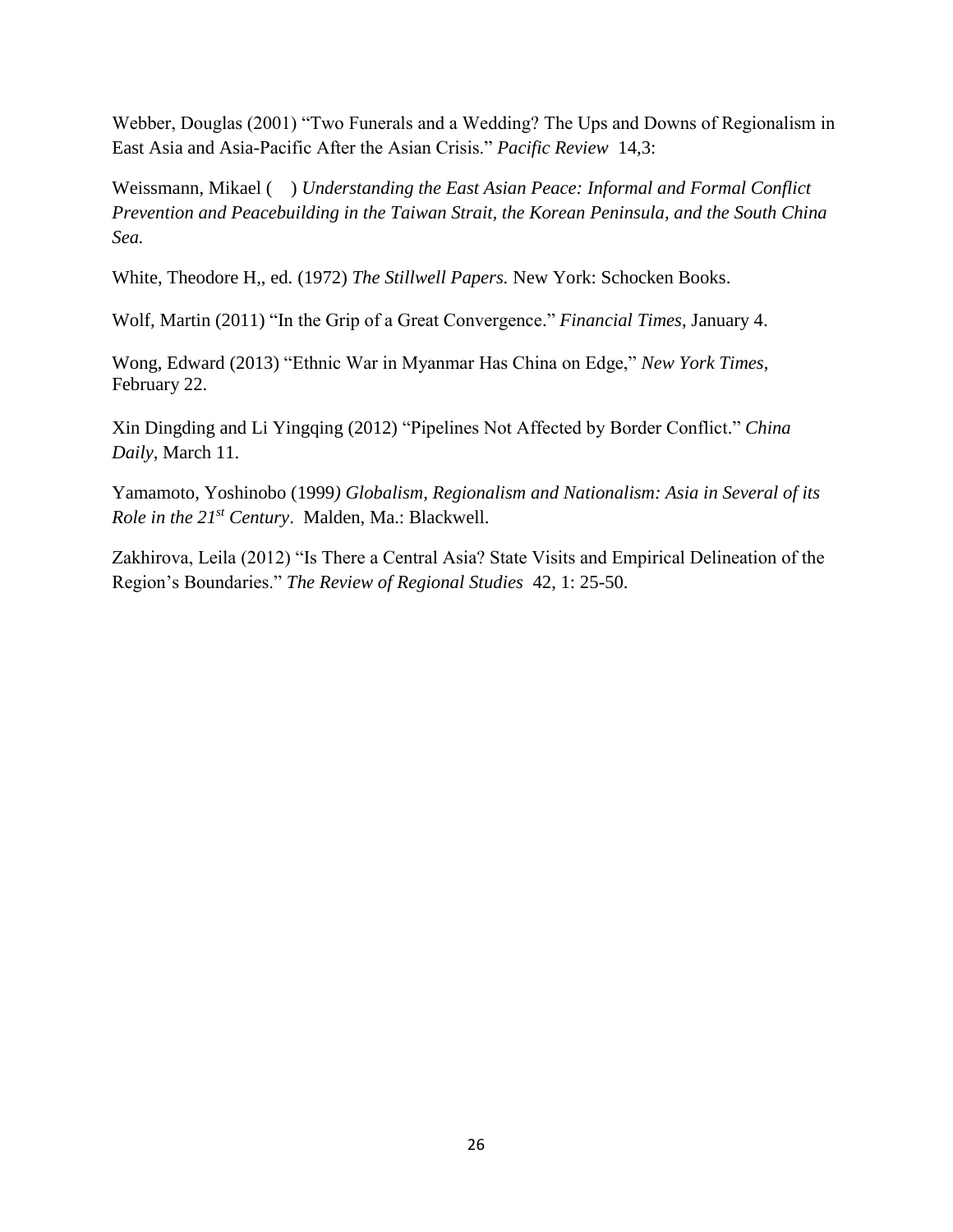Webber, Douglas (2001) "Two Funerals and a Wedding? The Ups and Downs of Regionalism in East Asia and Asia-Pacific After the Asian Crisis." *Pacific Review* 14,3:

Weissmann, Mikael (    ) *Understanding the East Asian Peace: Informal and Formal Conflict Prevention and Peacebuilding in the Taiwan Strait, the Korean Peninsula, and the South China Sea.*

White, Theodore H,, ed. (1972) *The Stillwell Papers.* New York: Schocken Books.

Wolf, Martin (2011) "In the Grip of a Great Convergence." *Financial Times*, January 4.

Wong, Edward (2013) "Ethnic War in Myanmar Has China on Edge," *New York Times*, February 22.

Xin Dingding and Li Yingqing (2012) "Pipelines Not Affected by Border Conflict." *China Daily*, March 11.

Yamamoto, Yoshinobo (1999*) Globalism, Regionalism and Nationalism: Asia in Several of its Role in the 21st Century*. Malden, Ma.: Blackwell.

Zakhirova, Leila (2012) "Is There a Central Asia? State Visits and Empirical Delineation of the Region's Boundaries." *The Review of Regional Studies* 42, 1: 25-50.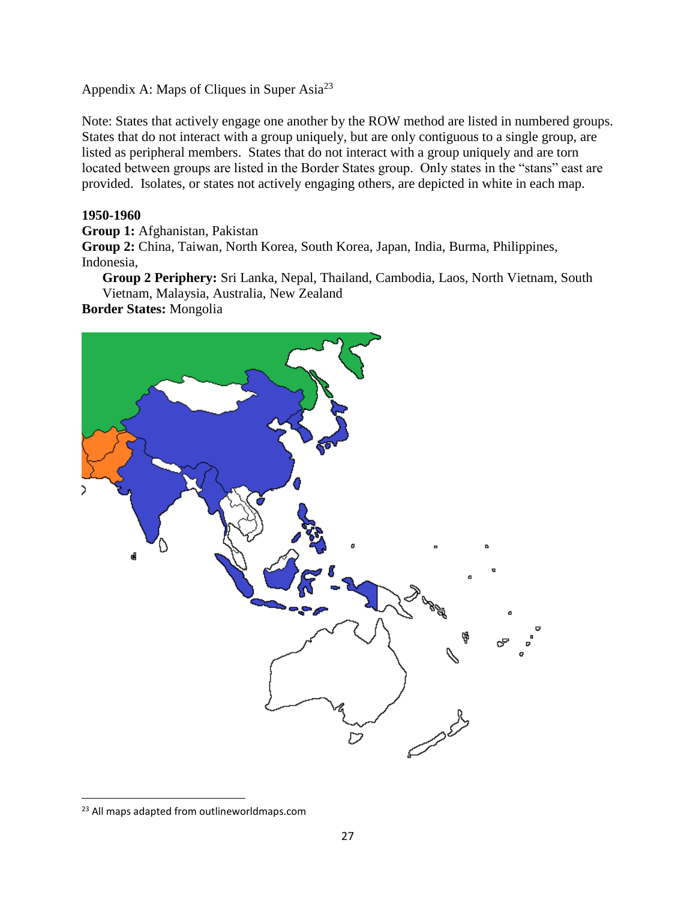Appendix A: Maps of Cliques in Super Asia[23]

Note: States that actively engage one another by the ROW method are listed in numbered groups. States that do not interact with a group uniquely, but are only contiguous to a single group, are listed as peripheral members. States that do not interact with a group uniquely and are torn located between groups are listed in the Border States group. Only states in the "stans" east are provided. Isolates, or states not actively engaging others, are depicted in white in each map.

**1950-1960**

**Group 1:** Afghanistan, Pakistan

**Group 2:** China, Taiwan, North Korea, South Korea, Japan, India, Burma, Philippines, Indonesia,

**Group 2 Periphery:** Sri Lanka, Nepal, Thailand, Cambodia, Laos, North Vietnam, South Vietnam, Malaysia, Australia, New Zealand

**Border States:** Mongolia

[23] All maps adapted from outlineworldmaps.com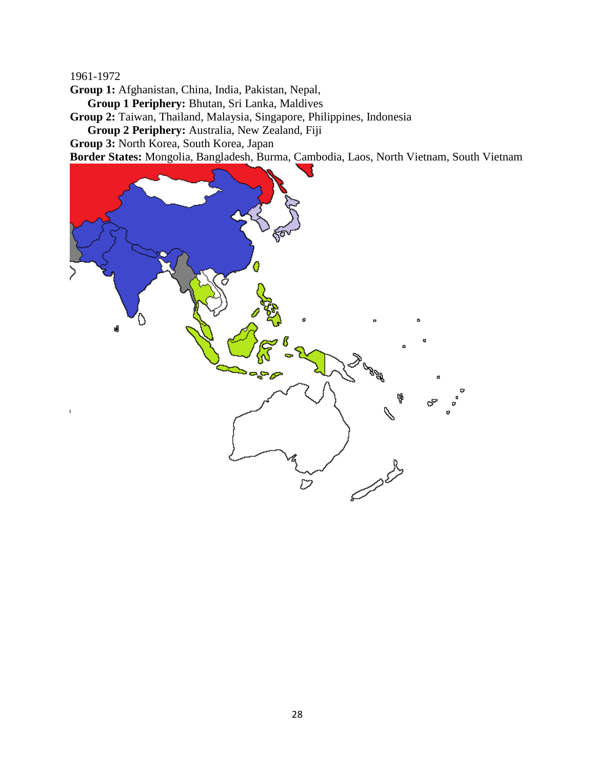1961-1972

**Group 1:** Afghanistan, China, India, Pakistan, Nepal,

**Group 1 Periphery:** Bhutan, Sri Lanka, Maldives

**Group 2:** Taiwan, Thailand, Malaysia, Singapore, Philippines, Indonesia

**Group 2 Periphery:** Australia, New Zealand, Fiji

**Group 3:** North Korea, South Korea, Japan

**Border States:** Mongolia, Bangladesh, Burma, Cambodia, Laos, North Vietnam, South Vietnam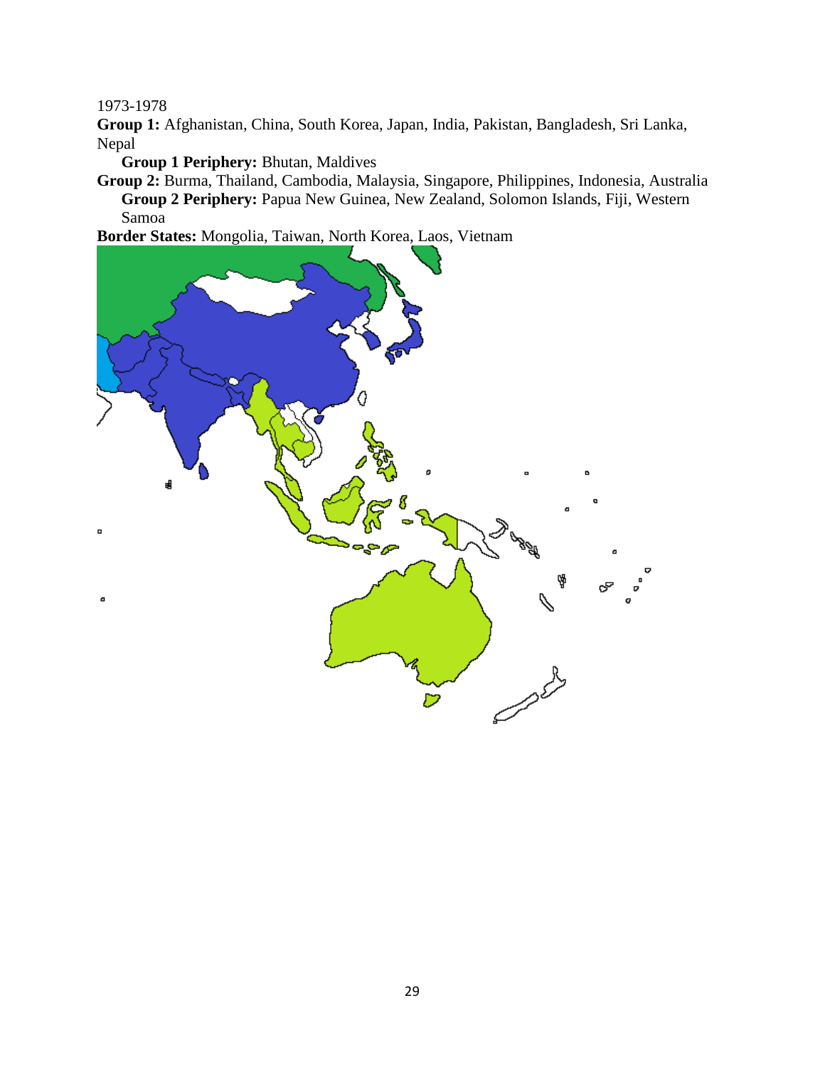1973-1978

**Group 1:** Afghanistan, China, South Korea, Japan, India, Pakistan, Bangladesh, Sri Lanka, Nepal

- **Group 1 Periphery:** Bhutan, Maldives

**Group 2:** Burma, Thailand, Cambodia, Malaysia, Singapore, Philippines, Indonesia, Australia

- **Group 2 Periphery:** Papua New Guinea, New Zealand, Solomon Islands, Fiji, Western Samoa

**Border States:** Mongolia, Taiwan, North Korea, Laos, Vietnam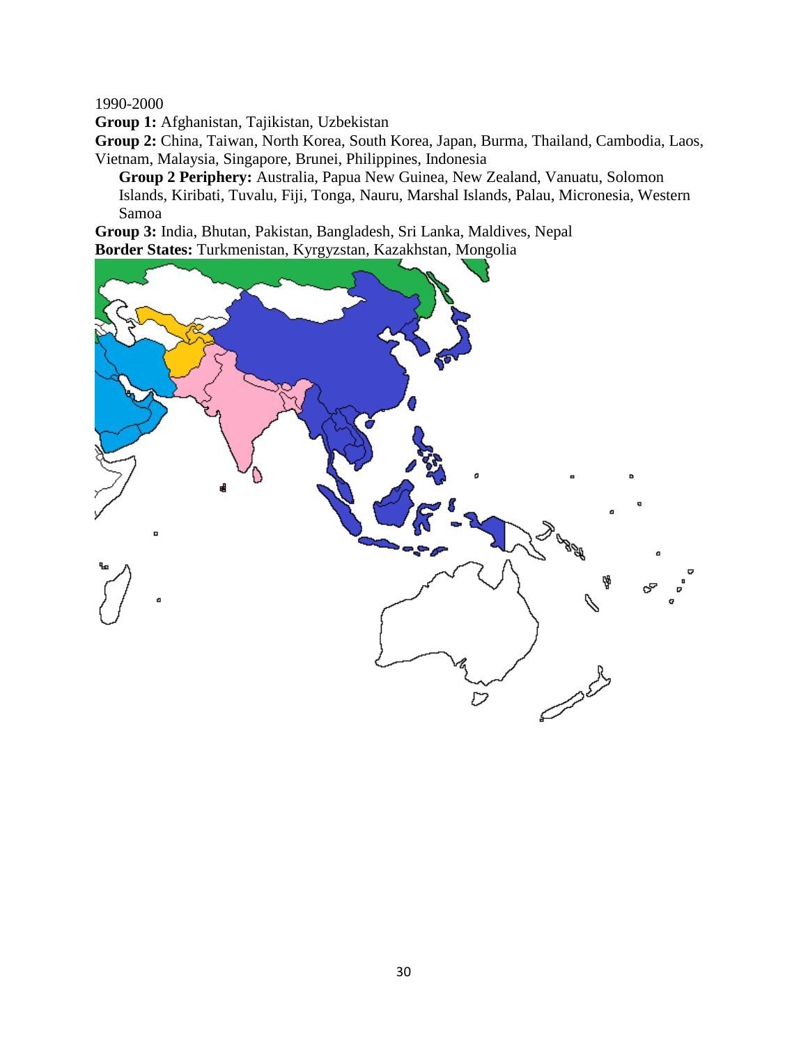1990-2000

**Group 1:** Afghanistan, Tajikistan, Uzbekistan

**Group 2:** China, Taiwan, North Korea, South Korea, Japan, Burma, Thailand, Cambodia, Laos, Vietnam, Malaysia, Singapore, Brunei, Philippines, Indonesia

> **Group 2 Periphery:** Australia, Papua New Guinea, New Zealand, Vanuatu, Solomon Islands, Kiribati, Tuvalu, Fiji, Tonga, Nauru, Marshal Islands, Palau, Micronesia, Western Samoa

**Group 3:** India, Bhutan, Pakistan, Bangladesh, Sri Lanka, Maldives, Nepal

**Border States:** Turkmenistan, Kyrgyzstan, Kazakhstan, Mongolia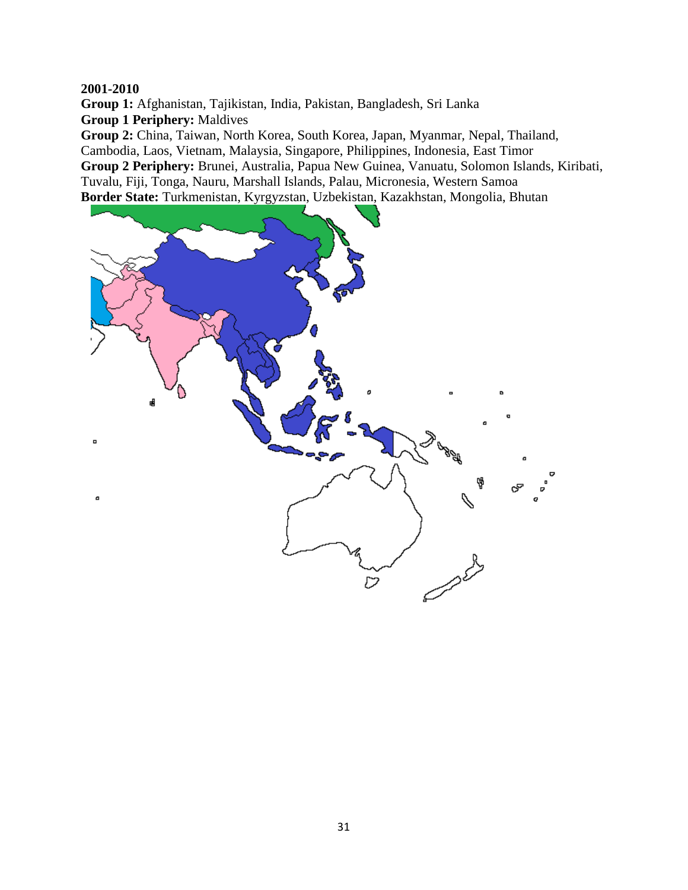**2001-2010**

**Group 1:** Afghanistan, Tajikistan, India, Pakistan, Bangladesh, Sri Lanka

**Group 1 Periphery:** Maldives

**Group 2:** China, Taiwan, North Korea, South Korea, Japan, Myanmar, Nepal, Thailand, Cambodia, Laos, Vietnam, Malaysia, Singapore, Philippines, Indonesia, East Timor

**Group 2 Periphery:** Brunei, Australia, Papua New Guinea, Vanuatu, Solomon Islands, Kiribati, Tuvalu, Fiji, Tonga, Nauru, Marshall Islands, Palau, Micronesia, Western Samoa

**Border State:** Turkmenistan, Kyrgyzstan, Uzbekistan, Kazakhstan, Mongolia, Bhutan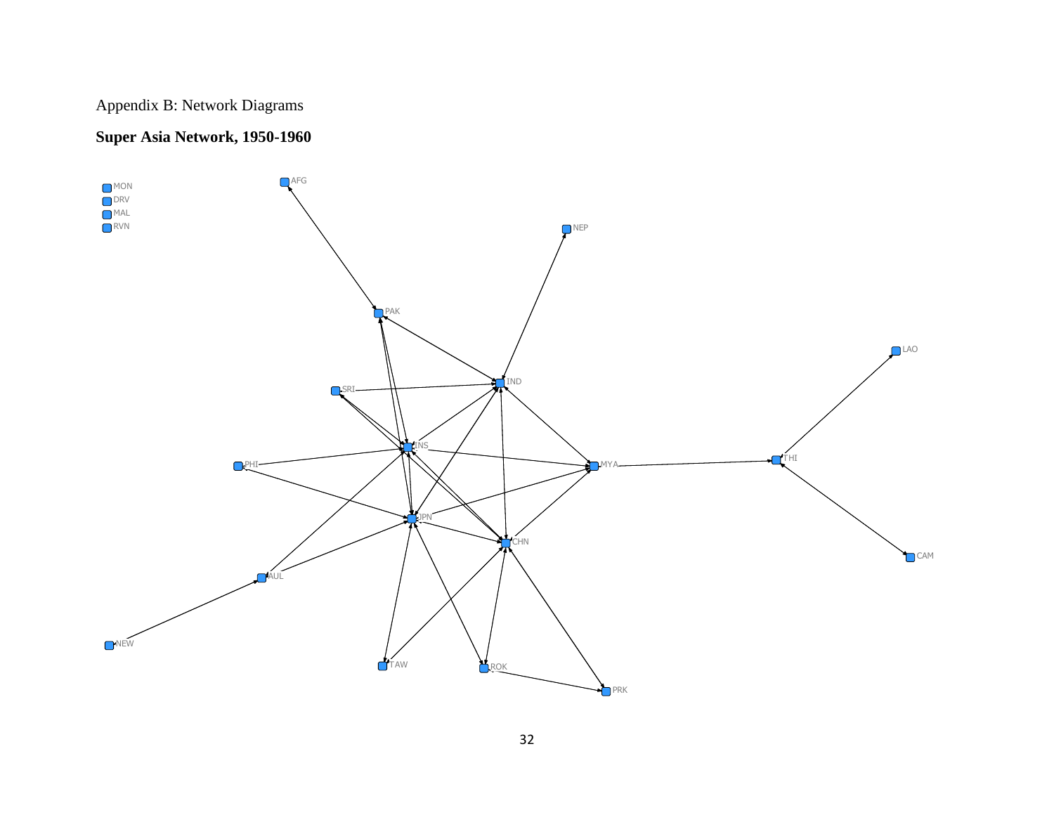Appendix B: Network Diagrams

**Super Asia Network, 1950-1960**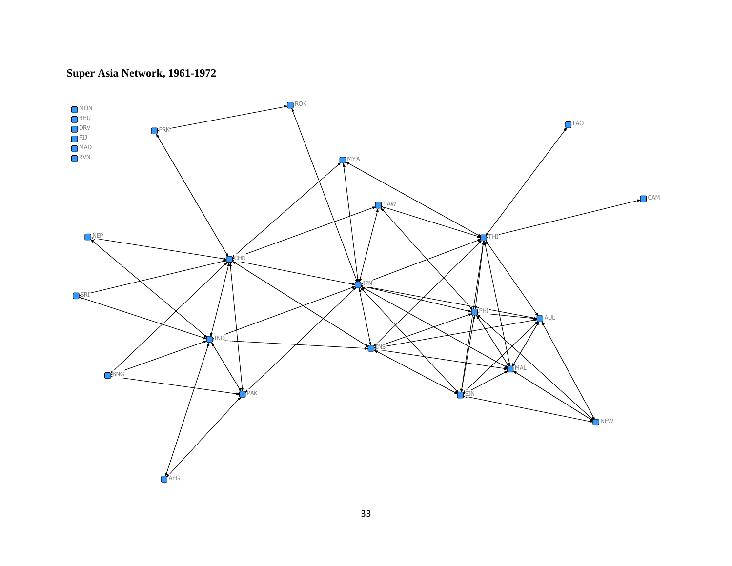**Super Asia Network, 1961-1972**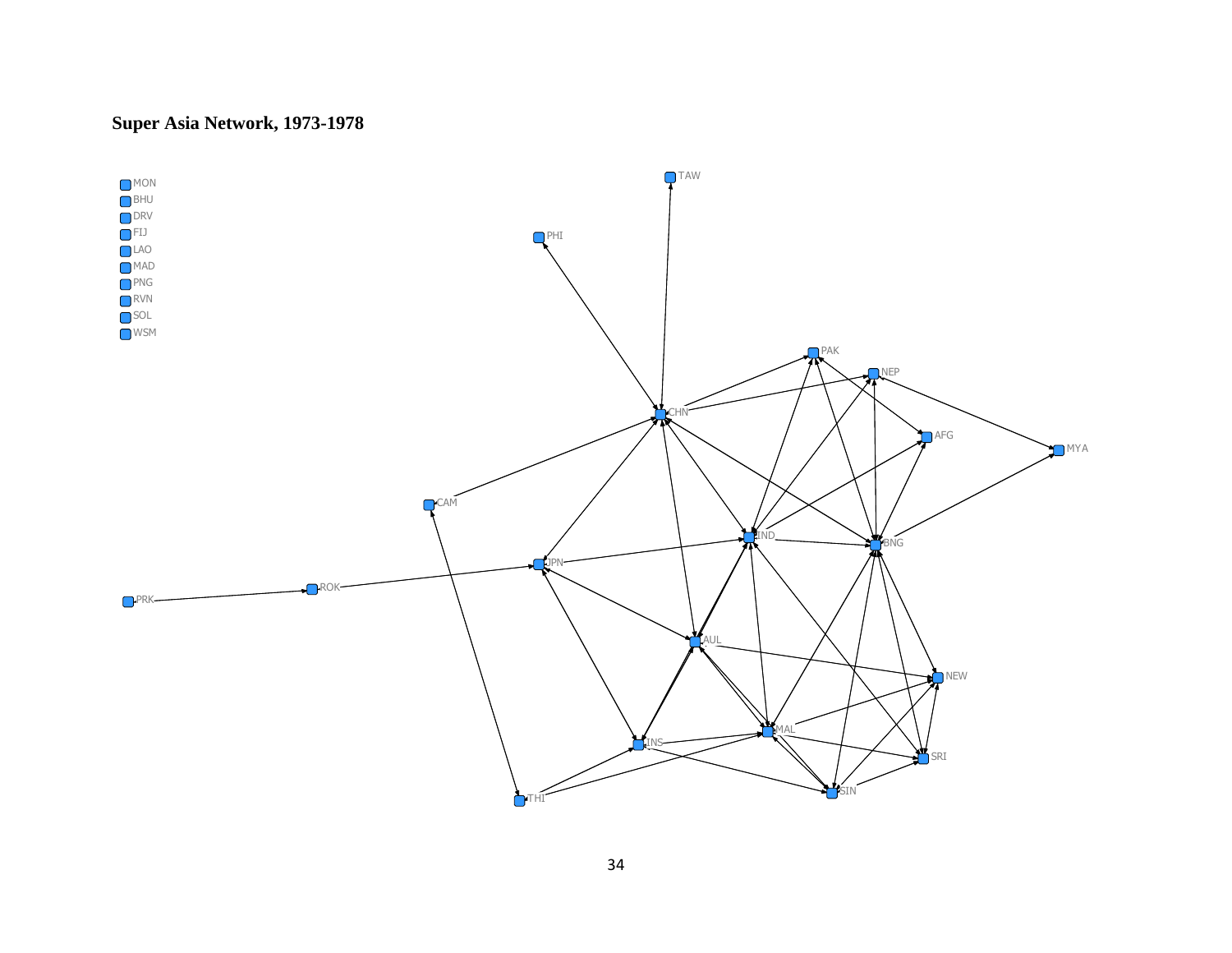**Super Asia Network, 1973-1978**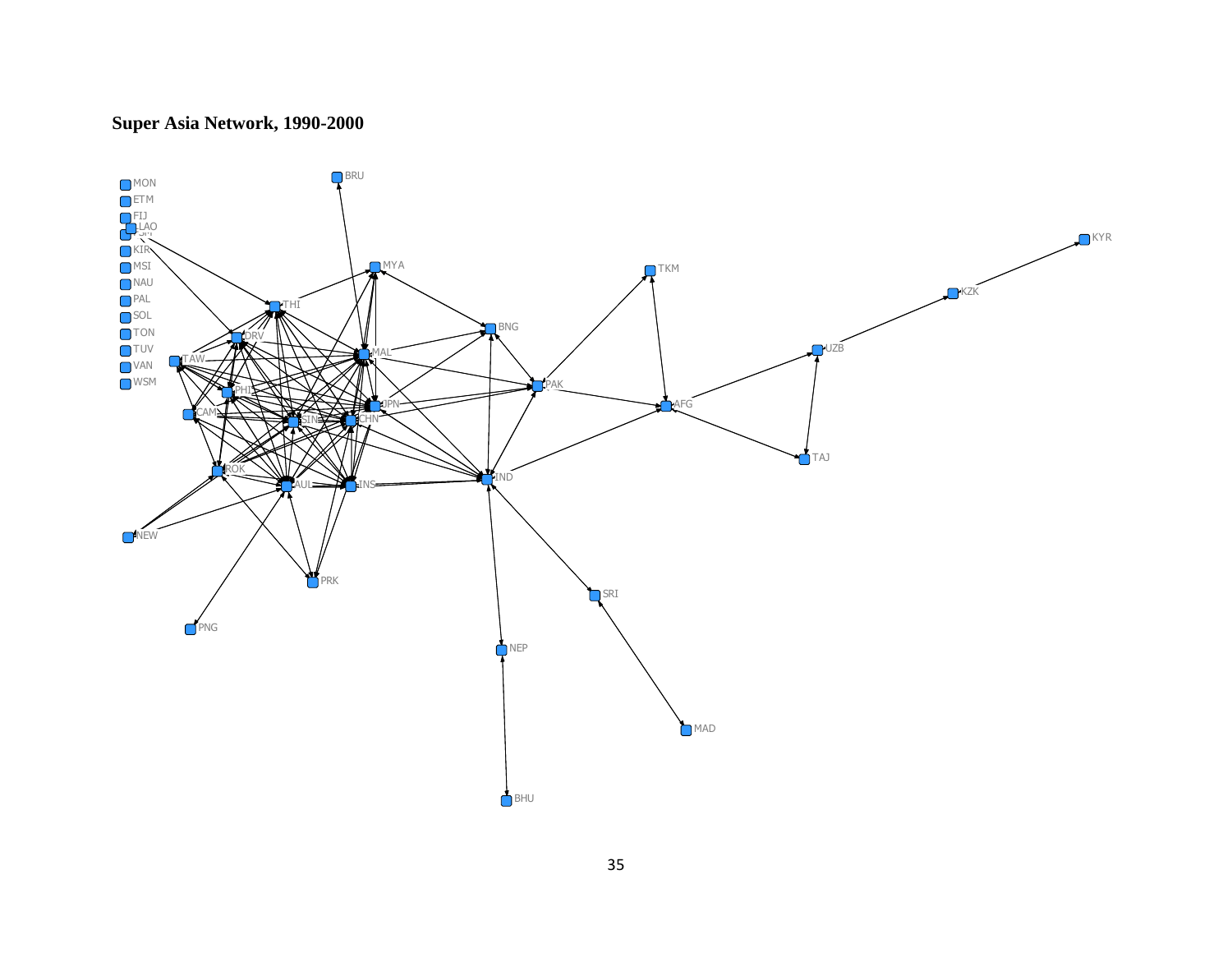**Super Asia Network, 1990-2000**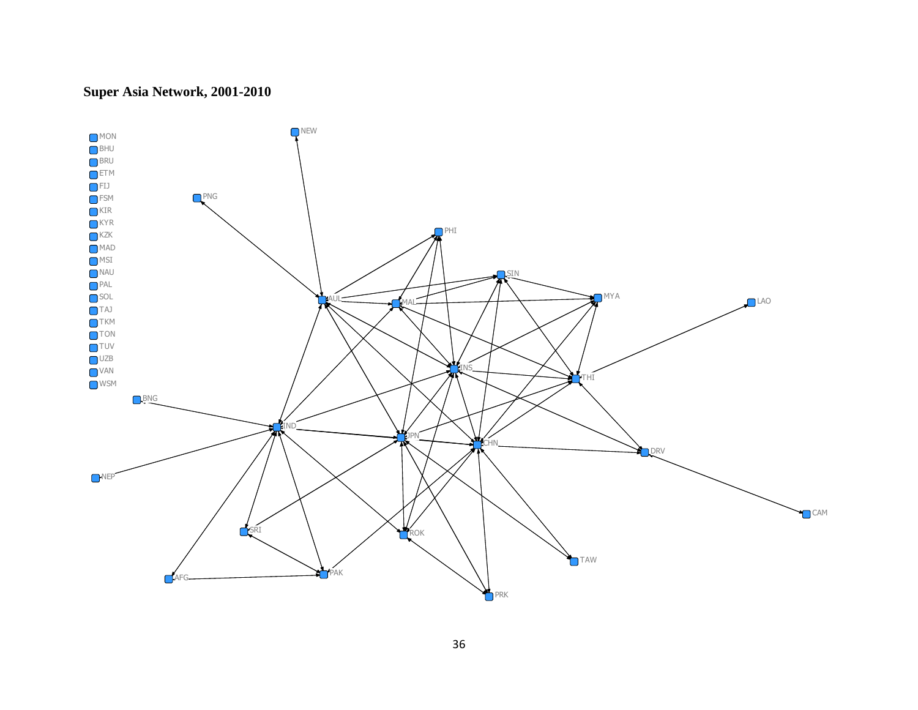**Super Asia Network, 2001-2010**

MON
BHU
BRU
ETM
FIJ
FSM
KIR
KYR
KZK
MAD
MSI
NAU
PAL
SOL
TAJ
TKM
TON
TUV
UZB
VAN
WSM
NEW
PNG
PHI
SIN
MYA
LAO
AUL
MAL
INS
THI
BNG
IND
JPN
CHN
DRV
NEP
CAM
SRI
ROK
TAW
AFG
PAK
PRK